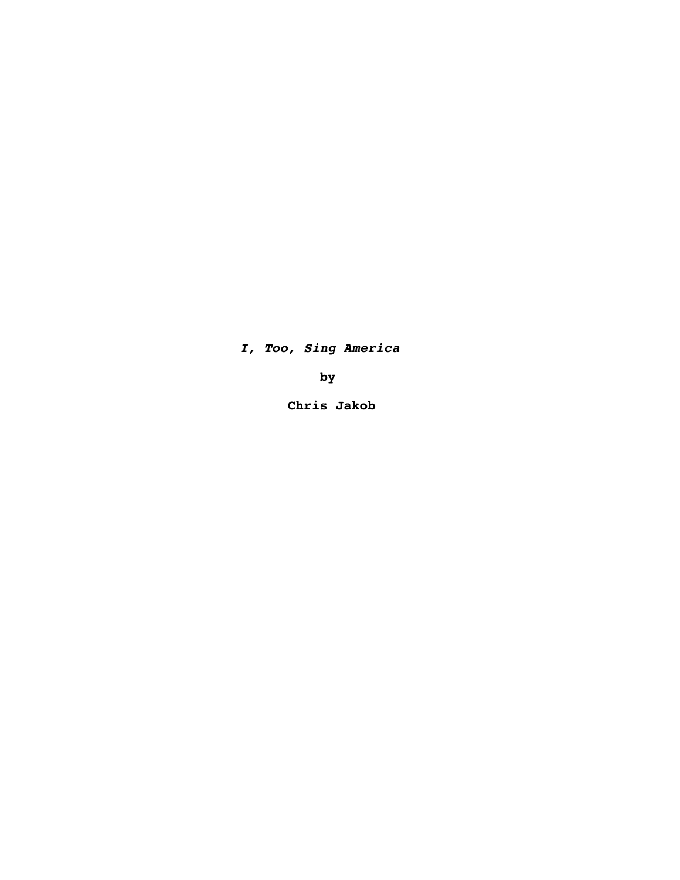***I, Too, Sing America***

**by**

**Chris Jakob**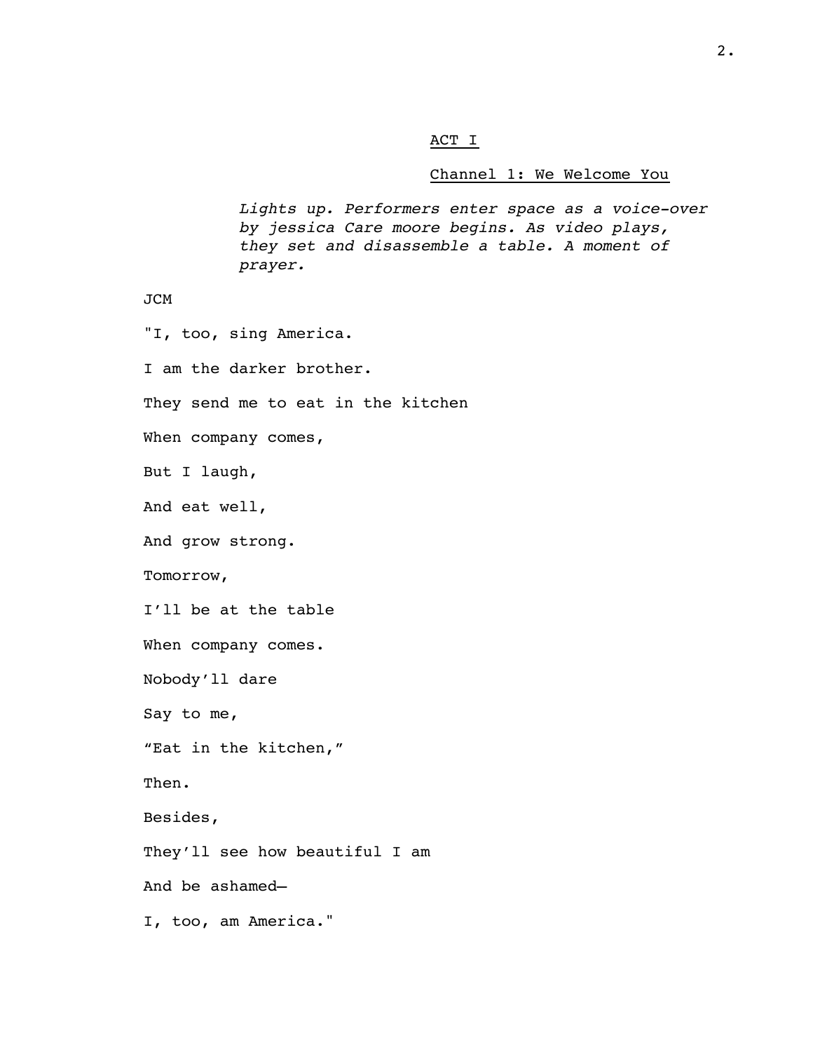## ACT I

### Channel 1: We Welcome You

*Lights up. Performers enter space as a voice-over by jessica Care moore begins. As video plays, they set and disassemble a table. A moment of prayer.*

JCM

"I, too, sing America.

I am the darker brother.

They send me to eat in the kitchen

When company comes,

But I laugh,

And eat well,

And grow strong.

Tomorrow,

I'll be at the table

When company comes.

Nobody'll dare

Say to me,

"Eat in the kitchen,"

Then.

Besides,

They'll see how beautiful I am

And be ashamed—

I, too, am America."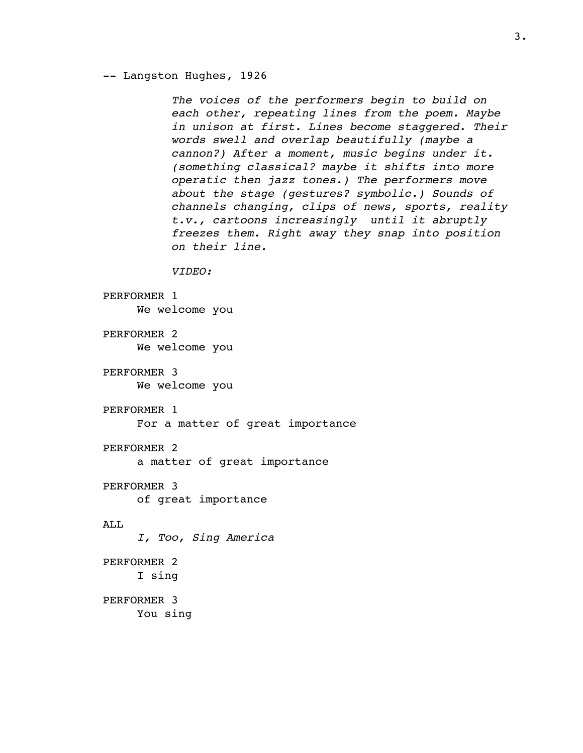-- Langston Hughes, 1926

*The voices of the performers begin to build on each other, repeating lines from the poem. Maybe in unison at first. Lines become staggered. Their words swell and overlap beautifully (maybe a cannon?) After a moment, music begins under it. (something classical? maybe it shifts into more operatic then jazz tones.) The performers move about the stage (gestures? symbolic.) Sounds of channels changing, clips of news, sports, reality t.v., cartoons increasingly until it abruptly freezes them. Right away they snap into position on their line.*

*VIDEO:*

PERFORMER 1
We welcome you

PERFORMER 2
We welcome you

PERFORMER 3
We welcome you

PERFORMER 1
For a matter of great importance

PERFORMER 2
a matter of great importance

PERFORMER 3
of great importance

ALL
*I, Too, Sing America*

PERFORMER 2
I sing

PERFORMER 3
You sing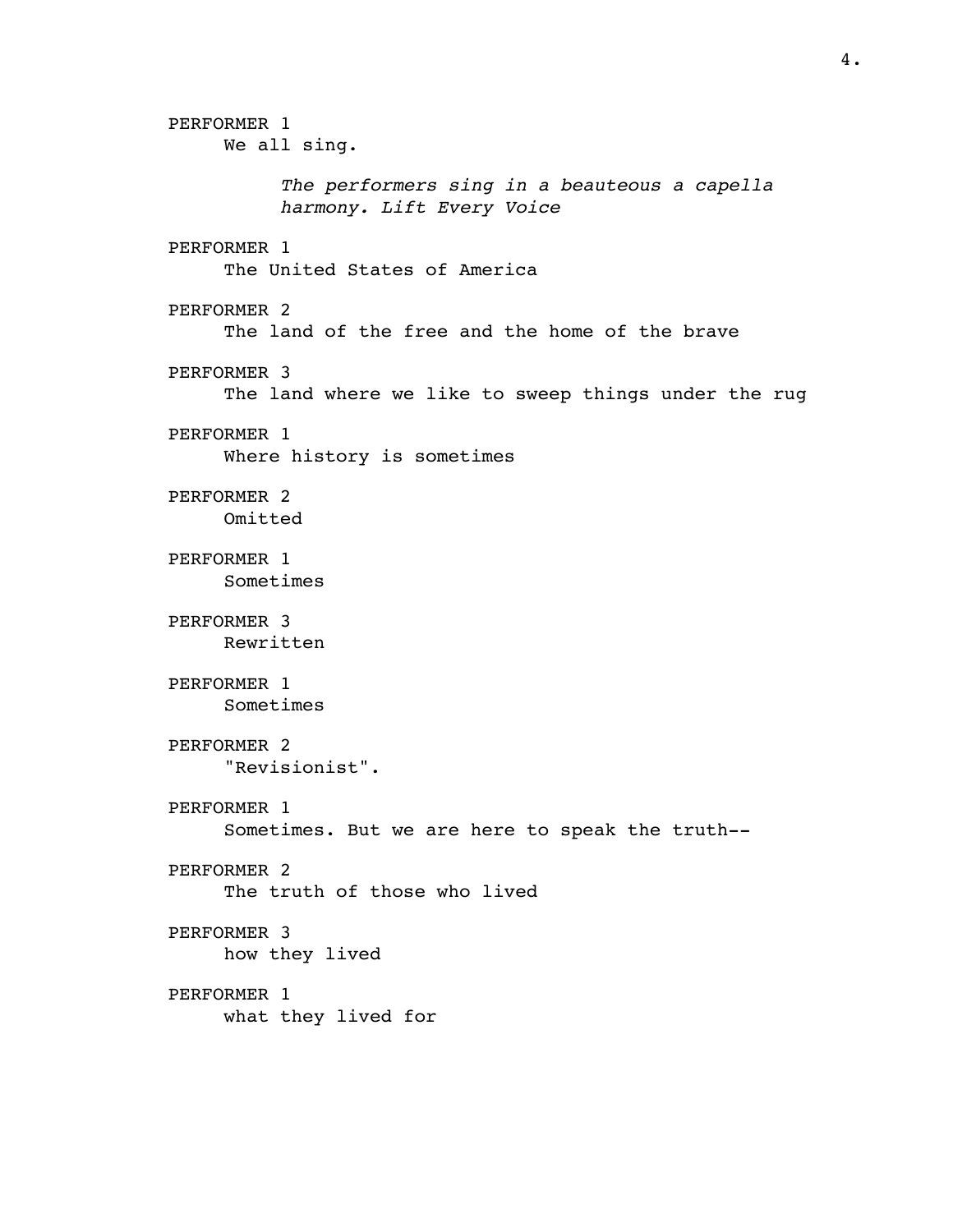PERFORMER 1

We all sing.

*The performers sing in a beauteous a capella harmony. Lift Every Voice*

PERFORMER 1

The United States of America

PERFORMER 2

The land of the free and the home of the brave

PERFORMER 3

The land where we like to sweep things under the rug

PERFORMER 1

Where history is sometimes

PERFORMER 2

Omitted

PERFORMER 1

Sometimes

PERFORMER 3

Rewritten

PERFORMER 1

Sometimes

PERFORMER 2

"Revisionist".

PERFORMER 1

Sometimes. But we are here to speak the truth--

PERFORMER 2

The truth of those who lived

PERFORMER 3

how they lived

PERFORMER 1

what they lived for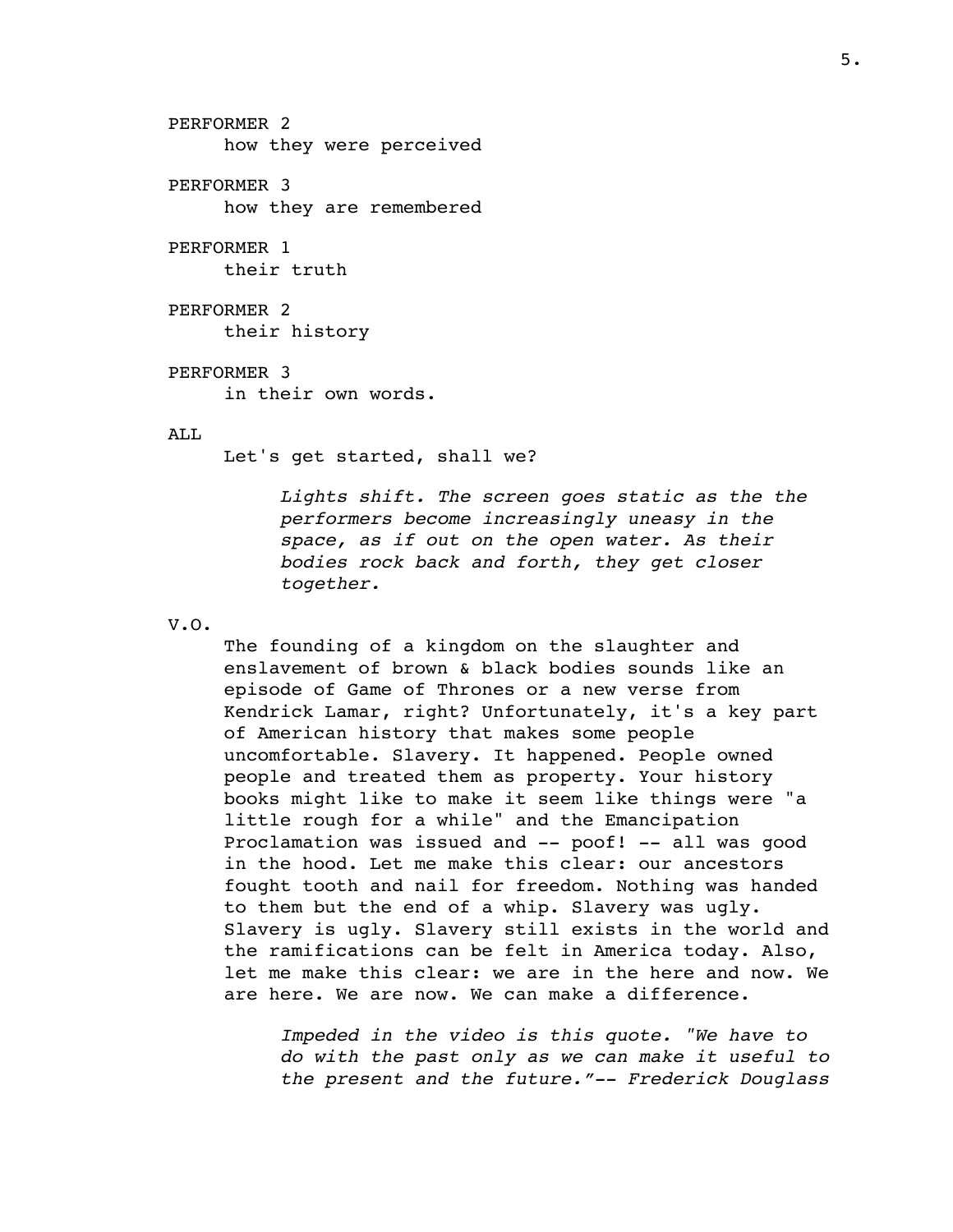PERFORMER 2

how they were perceived

PERFORMER 3

how they are remembered

PERFORMER 1

their truth

PERFORMER 2

their history

PERFORMER 3

in their own words.

ALL

Let's get started, shall we?

*Lights shift. The screen goes static as the the performers become increasingly uneasy in the space, as if out on the open water. As their bodies rock back and forth, they get closer together.*

V.O.

The founding of a kingdom on the slaughter and enslavement of brown & black bodies sounds like an episode of Game of Thrones or a new verse from Kendrick Lamar, right? Unfortunately, it's a key part of American history that makes some people uncomfortable. Slavery. It happened. People owned people and treated them as property. Your history books might like to make it seem like things were "a little rough for a while" and the Emancipation Proclamation was issued and -- poof! -- all was good in the hood. Let me make this clear: our ancestors fought tooth and nail for freedom. Nothing was handed to them but the end of a whip. Slavery was ugly. Slavery is ugly. Slavery still exists in the world and the ramifications can be felt in America today. Also, let me make this clear: we are in the here and now. We are here. We are now. We can make a difference.

*Impeded in the video is this quote. "We have to do with the past only as we can make it useful to the present and the future."-- Frederick Douglass*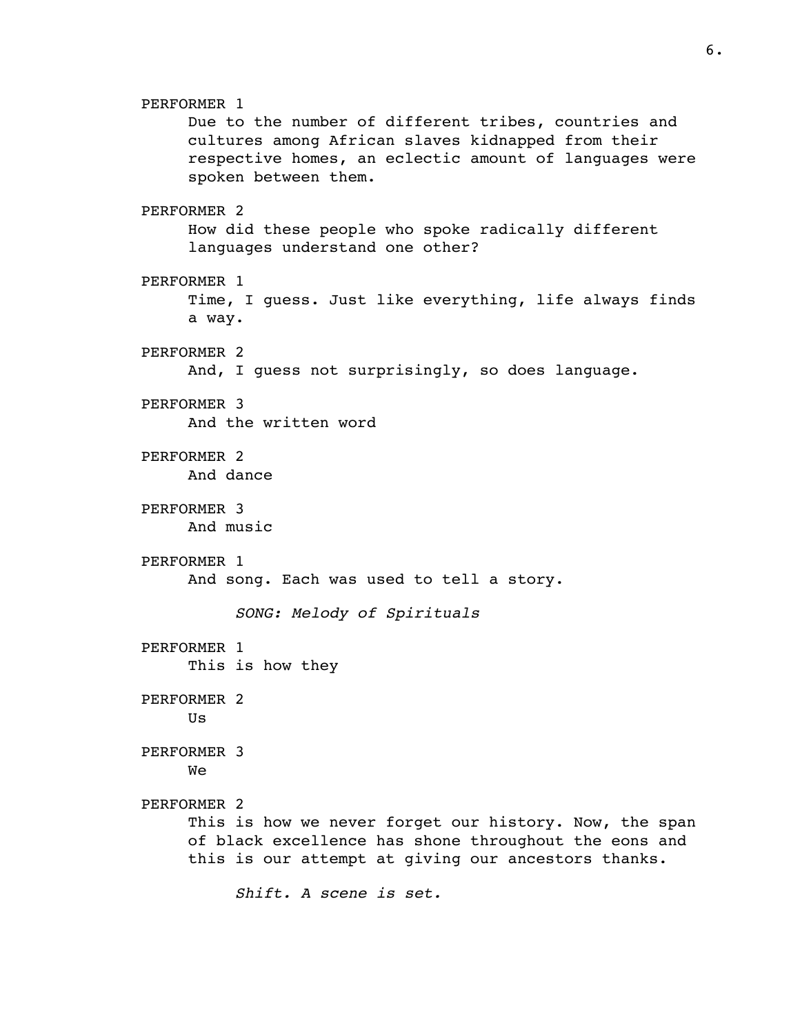PERFORMER 1

Due to the number of different tribes, countries and cultures among African slaves kidnapped from their respective homes, an eclectic amount of languages were spoken between them.

PERFORMER 2

How did these people who spoke radically different languages understand one other?

PERFORMER 1

Time, I guess. Just like everything, life always finds a way.

PERFORMER 2

And, I guess not surprisingly, so does language.

PERFORMER 3

And the written word

PERFORMER 2

And dance

PERFORMER 3

And music

PERFORMER 1

And song. Each was used to tell a story.

*SONG: Melody of Spirituals*

PERFORMER 1

This is how they

PERFORMER 2

Us

PERFORMER 3

We

PERFORMER 2

This is how we never forget our history. Now, the span of black excellence has shone throughout the eons and this is our attempt at giving our ancestors thanks.

*Shift. A scene is set.*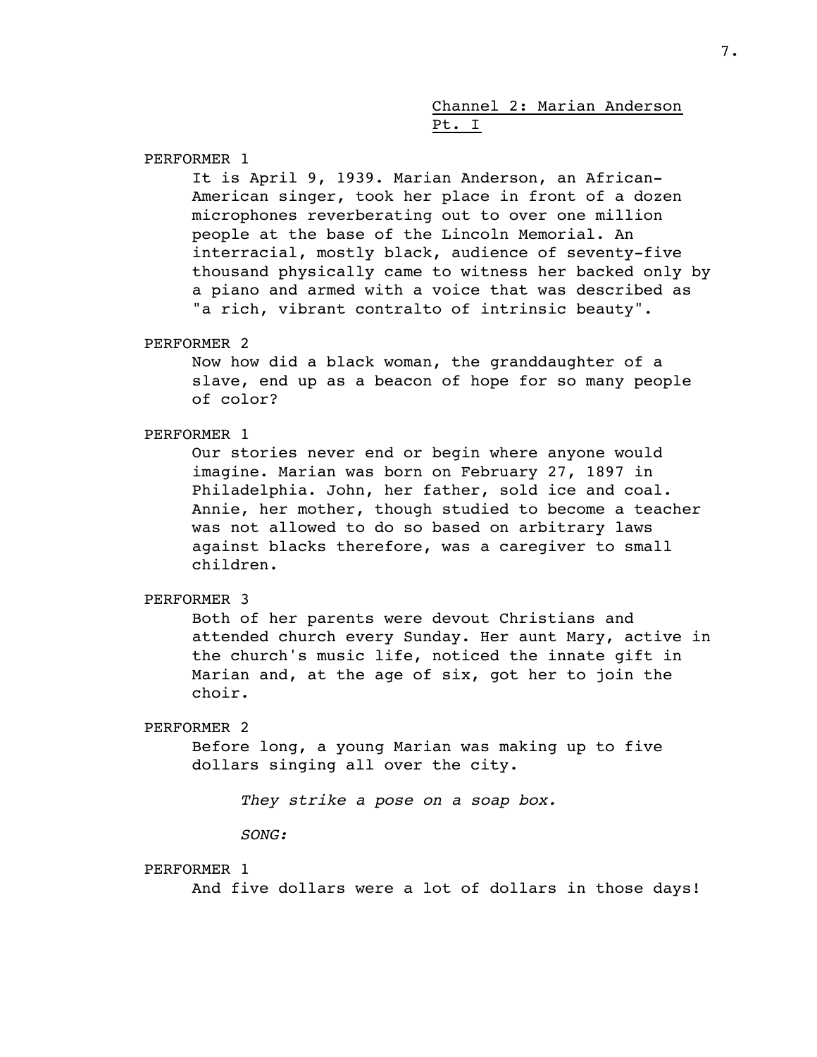<u>Channel 2: Marian Anderson Pt. I</u>

PERFORMER 1

It is April 9, 1939. Marian Anderson, an African-American singer, took her place in front of a dozen microphones reverberating out to over one million people at the base of the Lincoln Memorial. An interracial, mostly black, audience of seventy-five thousand physically came to witness her backed only by a piano and armed with a voice that was described as "a rich, vibrant contralto of intrinsic beauty".

PERFORMER 2

Now how did a black woman, the granddaughter of a slave, end up as a beacon of hope for so many people of color?

PERFORMER 1

Our stories never end or begin where anyone would imagine. Marian was born on February 27, 1897 in Philadelphia. John, her father, sold ice and coal. Annie, her mother, though studied to become a teacher was not allowed to do so based on arbitrary laws against blacks therefore, was a caregiver to small children.

PERFORMER 3

Both of her parents were devout Christians and attended church every Sunday. Her aunt Mary, active in the church's music life, noticed the innate gift in Marian and, at the age of six, got her to join the choir.

PERFORMER 2

Before long, a young Marian was making up to five dollars singing all over the city.

*They strike a pose on a soap box.*

*SONG:*

PERFORMER 1

And five dollars were a lot of dollars in those days!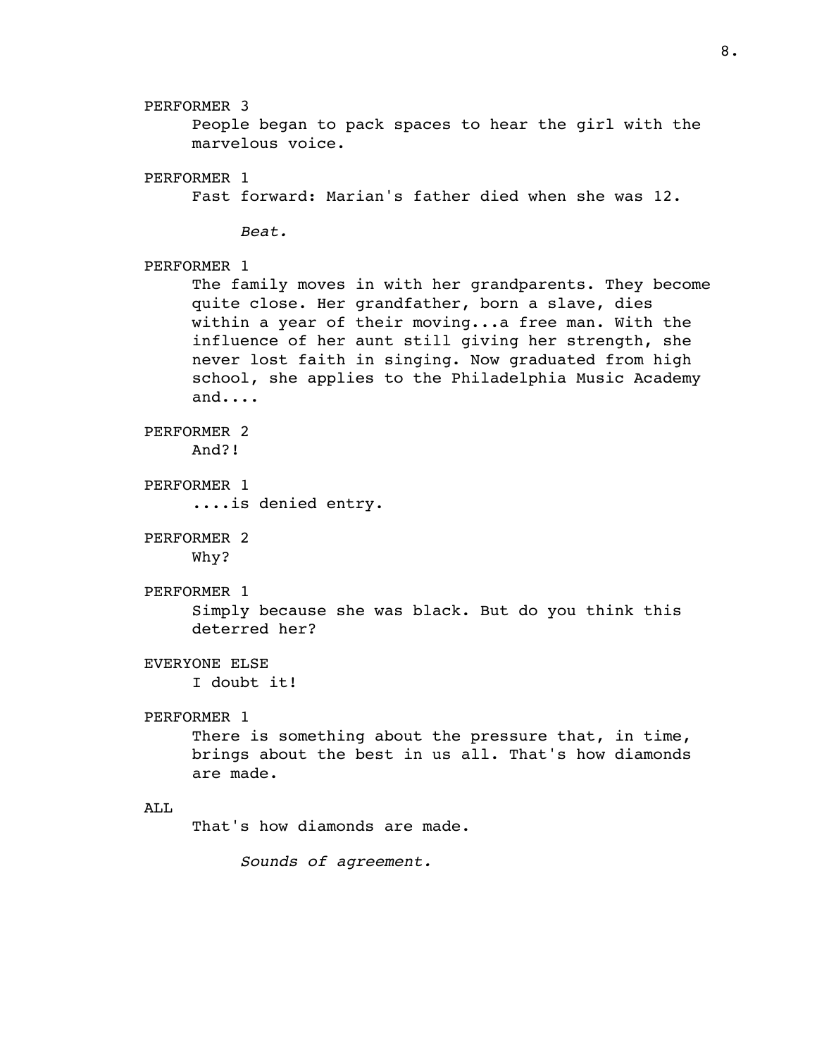PERFORMER 3
People began to pack spaces to hear the girl with the marvelous voice.

PERFORMER 1
Fast forward: Marian's father died when she was 12.

*Beat.*

PERFORMER 1
The family moves in with her grandparents. They become quite close. Her grandfather, born a slave, dies within a year of their moving...a free man. With the influence of her aunt still giving her strength, she never lost faith in singing. Now graduated from high school, she applies to the Philadelphia Music Academy and....

PERFORMER 2
And?!

PERFORMER 1
....is denied entry.

PERFORMER 2
Why?

PERFORMER 1
Simply because she was black. But do you think this deterred her?

EVERYONE ELSE
I doubt it!

PERFORMER 1
There is something about the pressure that, in time, brings about the best in us all. That's how diamonds are made.

ALL
That's how diamonds are made.

*Sounds of agreement.*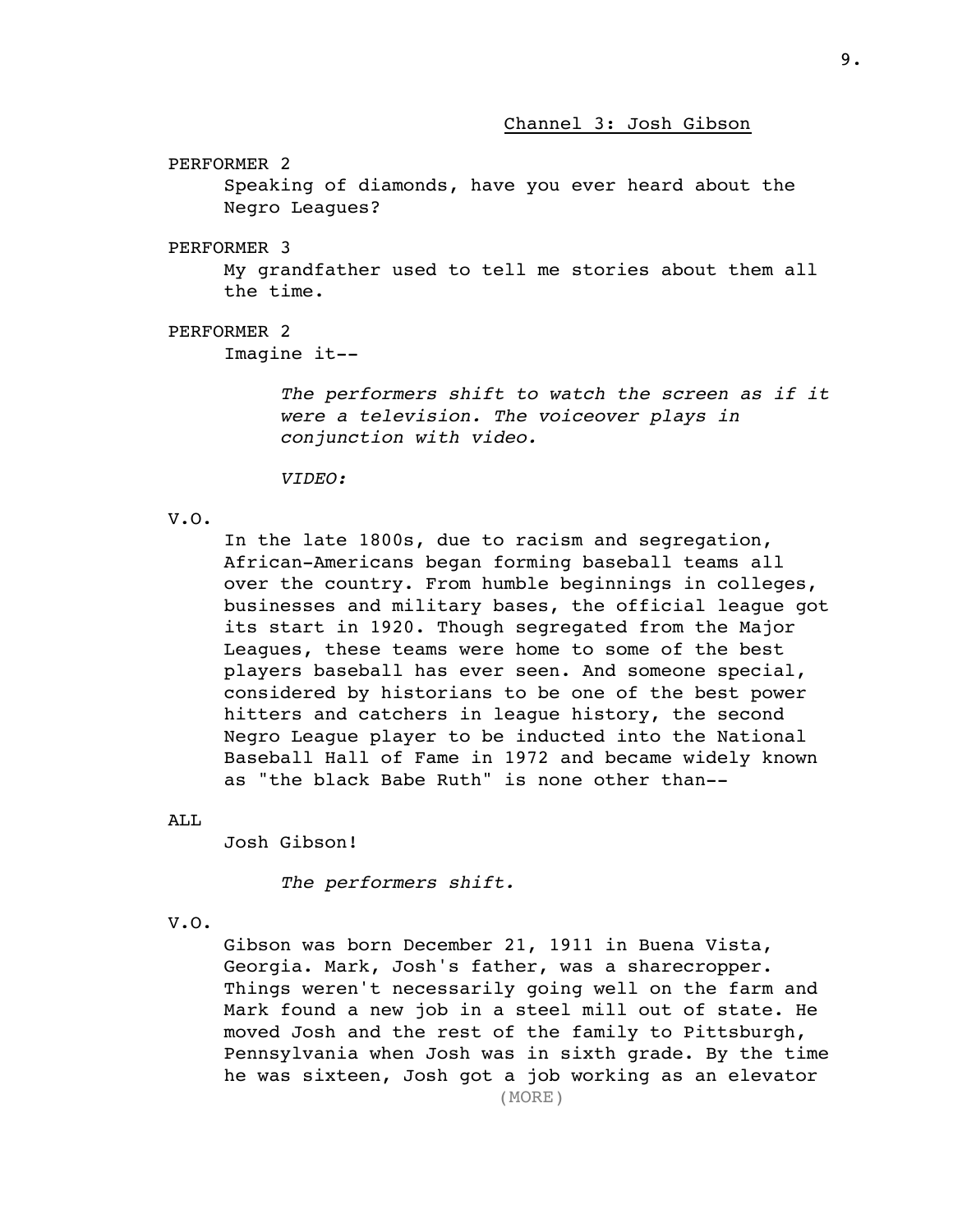Channel 3: Josh Gibson

PERFORMER 2

Speaking of diamonds, have you ever heard about the Negro Leagues?

PERFORMER 3

My grandfather used to tell me stories about them all the time.

PERFORMER 2

Imagine it--

*The performers shift to watch the screen as if it were a television. The voiceover plays in conjunction with video.*

*VIDEO:*

V.O.

In the late 1800s, due to racism and segregation, African-Americans began forming baseball teams all over the country. From humble beginnings in colleges, businesses and military bases, the official league got its start in 1920. Though segregated from the Major Leagues, these teams were home to some of the best players baseball has ever seen. And someone special, considered by historians to be one of the best power hitters and catchers in league history, the second Negro League player to be inducted into the National Baseball Hall of Fame in 1972 and became widely known as "the black Babe Ruth" is none other than--

ALL

Josh Gibson!

*The performers shift.*

V.O.

Gibson was born December 21, 1911 in Buena Vista, Georgia. Mark, Josh's father, was a sharecropper. Things weren't necessarily going well on the farm and Mark found a new job in a steel mill out of state. He moved Josh and the rest of the family to Pittsburgh, Pennsylvania when Josh was in sixth grade. By the time he was sixteen, Josh got a job working as an elevator

(MORE)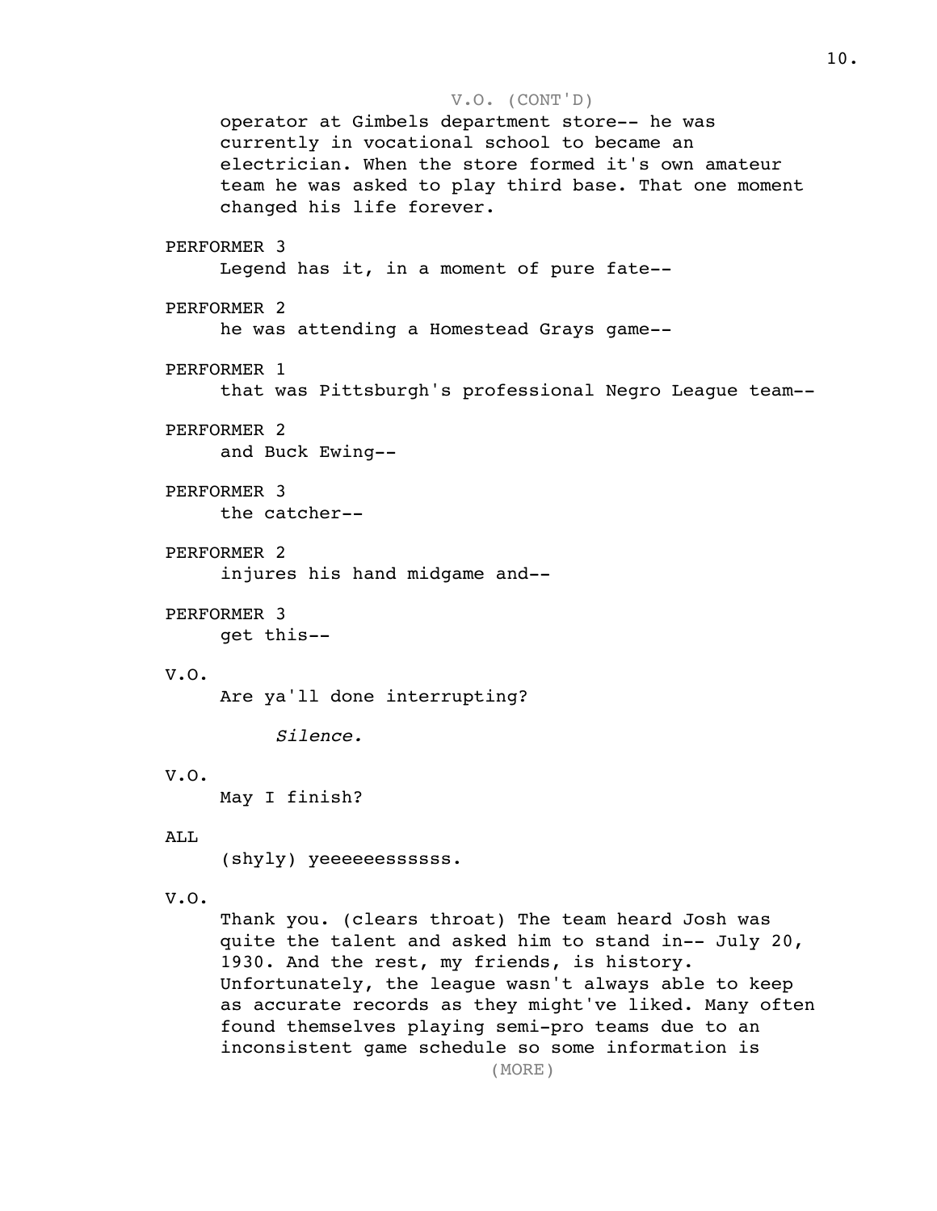V.O. (CONT'D)

operator at Gimbels department store-- he was currently in vocational school to became an electrician. When the store formed it's own amateur team he was asked to play third base. That one moment changed his life forever.

PERFORMER 3

Legend has it, in a moment of pure fate--

PERFORMER 2

he was attending a Homestead Grays game--

PERFORMER 1

that was Pittsburgh's professional Negro League team--

PERFORMER 2

and Buck Ewing--

PERFORMER 3

the catcher--

PERFORMER 2

injures his hand midgame and--

PERFORMER 3

get this--

V.O.

Are ya'll done interrupting?

*Silence.*

V.O.

May I finish?

ALL

(shyly) yeeeeeessssss.

V.O.

Thank you. (clears throat) The team heard Josh was quite the talent and asked him to stand in-- July 20, 1930. And the rest, my friends, is history. Unfortunately, the league wasn't always able to keep as accurate records as they might've liked. Many often found themselves playing semi-pro teams due to an inconsistent game schedule so some information is

(MORE)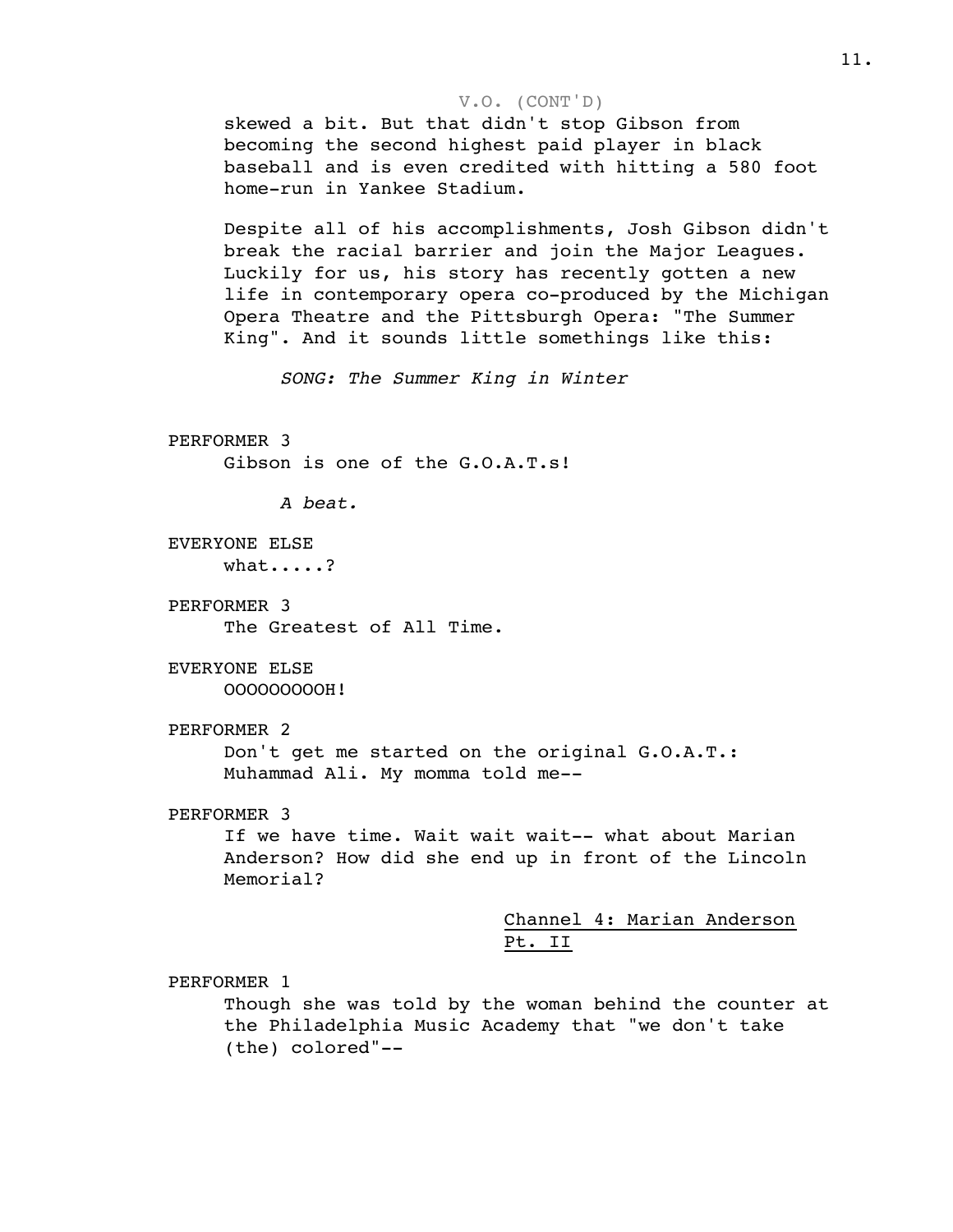V.O. (CONT'D)

skewed a bit. But that didn't stop Gibson from becoming the second highest paid player in black baseball and is even credited with hitting a 580 foot home-run in Yankee Stadium.

Despite all of his accomplishments, Josh Gibson didn't break the racial barrier and join the Major Leagues. Luckily for us, his story has recently gotten a new life in contemporary opera co-produced by the Michigan Opera Theatre and the Pittsburgh Opera: "The Summer King". And it sounds little somethings like this:

*SONG: The Summer King in Winter*

PERFORMER 3

Gibson is one of the G.O.A.T.s!

*A beat.*

EVERYONE ELSE

what.....?

PERFORMER 3

The Greatest of All Time.

EVERYONE ELSE

OOOOOOOOOH!

PERFORMER 2

Don't get me started on the original G.O.A.T.: Muhammad Ali. My momma told me--

PERFORMER 3

If we have time. Wait wait wait-- what about Marian Anderson? How did she end up in front of the Lincoln Memorial?

<u>Channel 4: Marian Anderson Pt. II</u>

PERFORMER 1

Though she was told by the woman behind the counter at the Philadelphia Music Academy that "we don't take (the) colored"--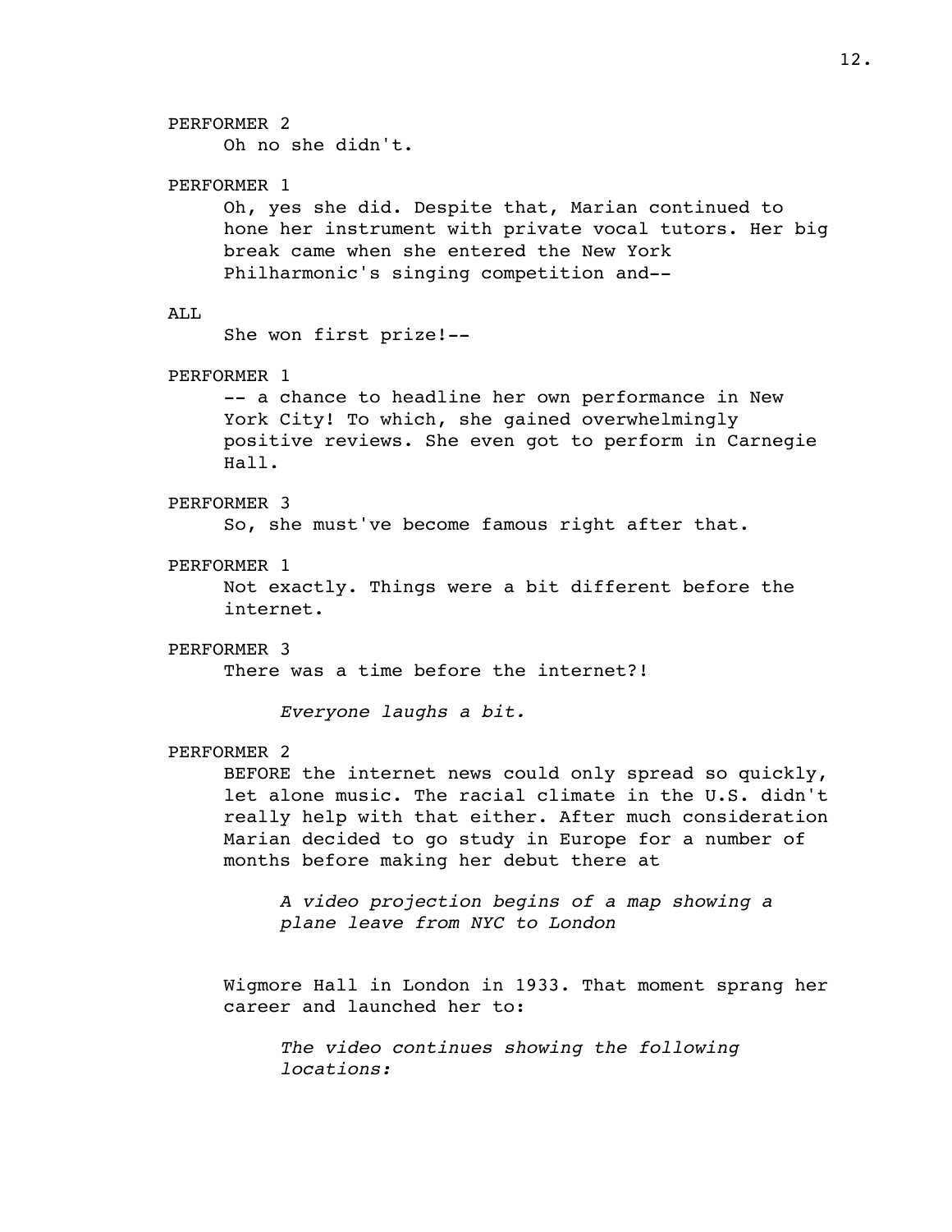PERFORMER 2

Oh no she didn't.

PERFORMER 1

Oh, yes she did. Despite that, Marian continued to hone her instrument with private vocal tutors. Her big break came when she entered the New York Philharmonic's singing competition and--

ALL

She won first prize!--

PERFORMER 1

-- a chance to headline her own performance in New York City! To which, she gained overwhelmingly positive reviews. She even got to perform in Carnegie Hall.

PERFORMER 3

So, she must've become famous right after that.

PERFORMER 1

Not exactly. Things were a bit different before the internet.

PERFORMER 3

There was a time before the internet?!

*Everyone laughs a bit.*

PERFORMER 2

BEFORE the internet news could only spread so quickly, let alone music. The racial climate in the U.S. didn't really help with that either. After much consideration Marian decided to go study in Europe for a number of months before making her debut there at

*A video projection begins of a map showing a plane leave from NYC to London*

Wigmore Hall in London in 1933. That moment sprang her career and launched her to:

*The video continues showing the following locations:*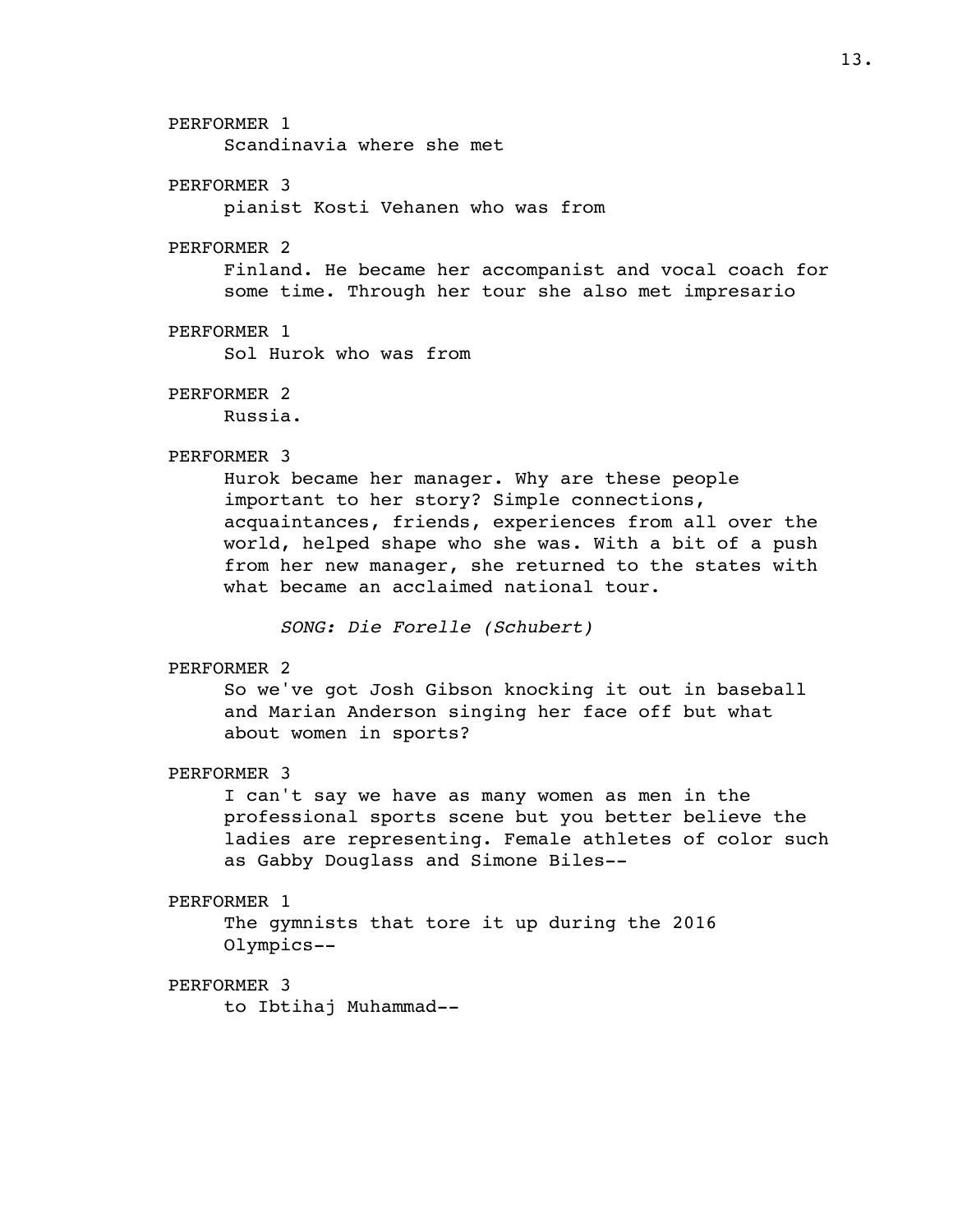PERFORMER 1

Scandinavia where she met

PERFORMER 3

pianist Kosti Vehanen who was from

PERFORMER 2

Finland. He became her accompanist and vocal coach for some time. Through her tour she also met impresario

PERFORMER 1

Sol Hurok who was from

PERFORMER 2

Russia.

PERFORMER 3

Hurok became her manager. Why are these people important to her story? Simple connections, acquaintances, friends, experiences from all over the world, helped shape who she was. With a bit of a push from her new manager, she returned to the states with what became an acclaimed national tour.

*SONG: Die Forelle (Schubert)*

PERFORMER 2

So we've got Josh Gibson knocking it out in baseball and Marian Anderson singing her face off but what about women in sports?

PERFORMER 3

I can't say we have as many women as men in the professional sports scene but you better believe the ladies are representing. Female athletes of color such as Gabby Douglass and Simone Biles--

PERFORMER 1

The gymnists that tore it up during the 2016 Olympics--

PERFORMER 3

to Ibtihaj Muhammad--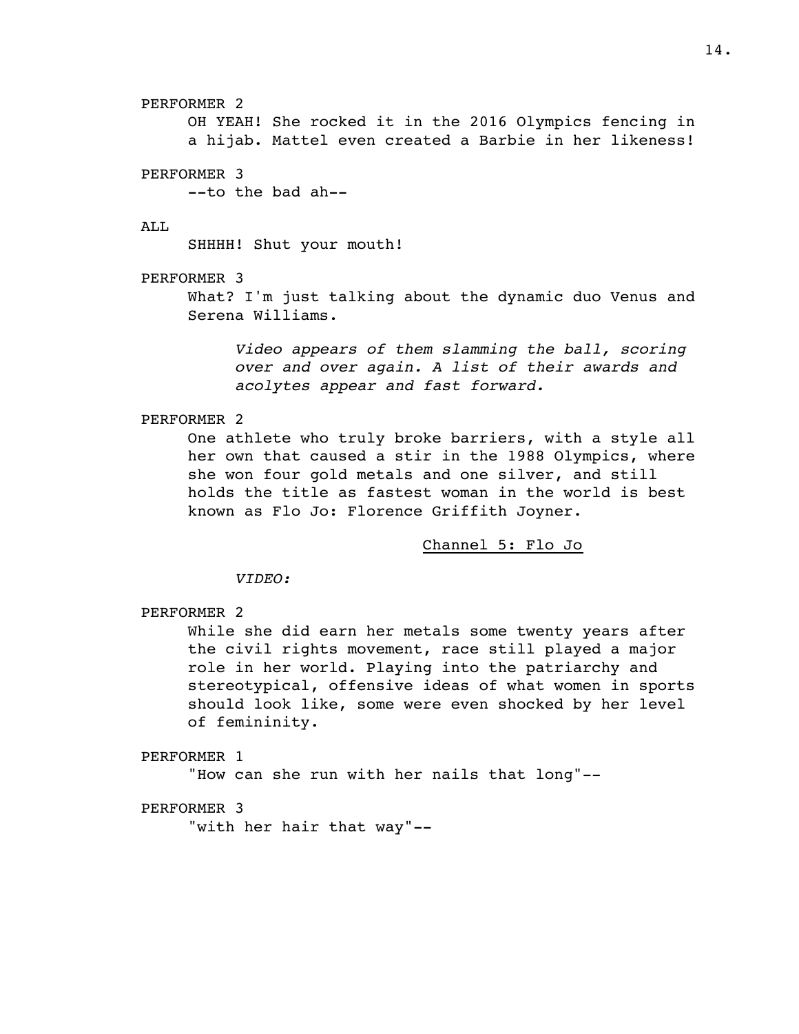PERFORMER 2

OH YEAH! She rocked it in the 2016 Olympics fencing in a hijab. Mattel even created a Barbie in her likeness!

PERFORMER 3

--to the bad ah--

ALL

SHHHH! Shut your mouth!

PERFORMER 3

What? I'm just talking about the dynamic duo Venus and Serena Williams.

*Video appears of them slamming the ball, scoring over and over again. A list of their awards and acolytes appear and fast forward.*

PERFORMER 2

One athlete who truly broke barriers, with a style all her own that caused a stir in the 1988 Olympics, where she won four gold metals and one silver, and still holds the title as fastest woman in the world is best known as Flo Jo: Florence Griffith Joyner.

<u>Channel 5: Flo Jo</u>

*VIDEO:*

PERFORMER 2

While she did earn her metals some twenty years after the civil rights movement, race still played a major role in her world. Playing into the patriarchy and stereotypical, offensive ideas of what women in sports should look like, some were even shocked by her level of femininity.

PERFORMER 1

"How can she run with her nails that long"--

PERFORMER 3

"with her hair that way"--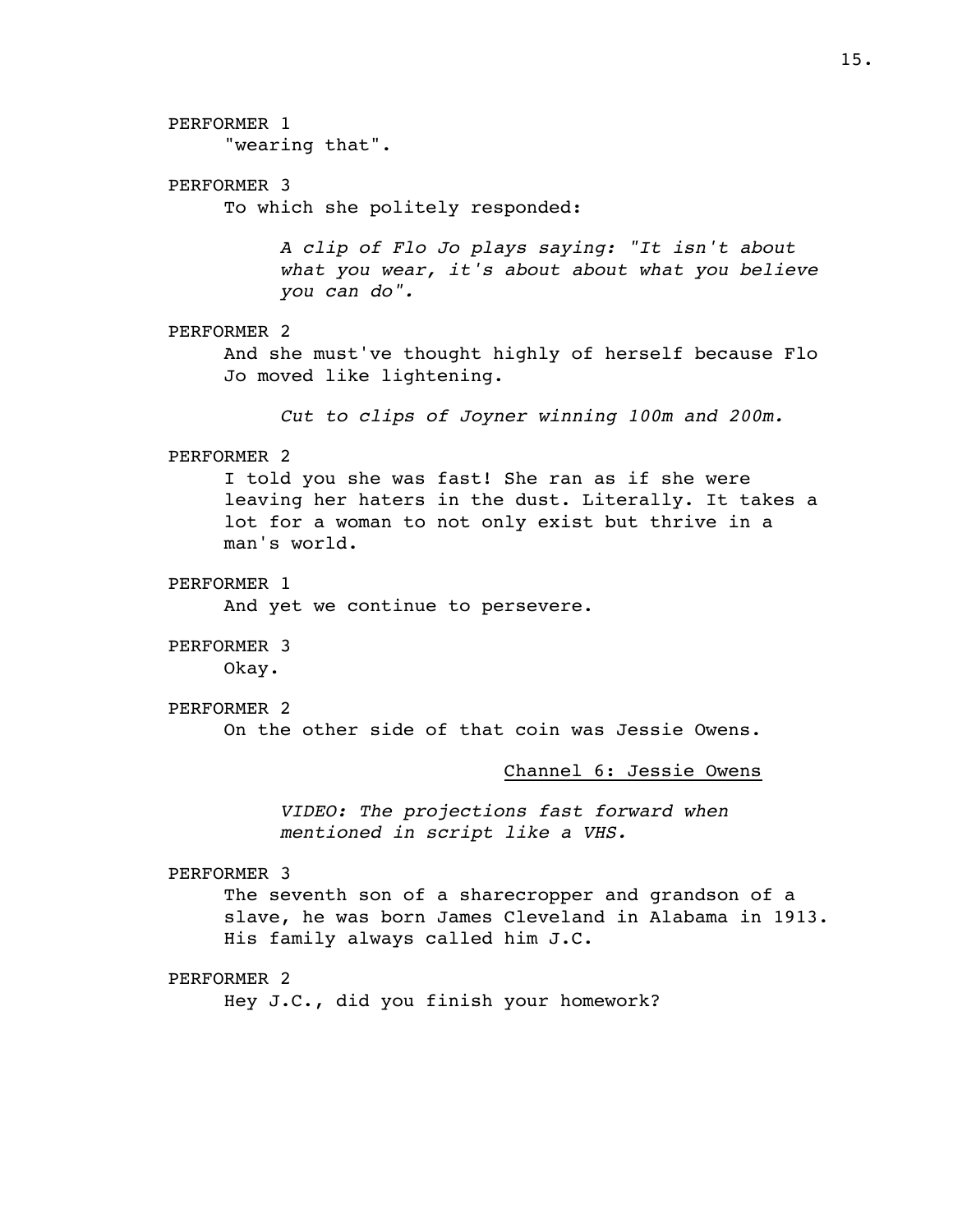PERFORMER 1

"wearing that".

PERFORMER 3

To which she politely responded:

*A clip of Flo Jo plays saying: "It isn't about what you wear, it's about about what you believe you can do".*

PERFORMER 2

And she must've thought highly of herself because Flo Jo moved like lightening.

*Cut to clips of Joyner winning 100m and 200m.*

PERFORMER 2

I told you she was fast! She ran as if she were leaving her haters in the dust. Literally. It takes a lot for a woman to not only exist but thrive in a man's world.

PERFORMER 1

And yet we continue to persevere.

PERFORMER 3

Okay.

PERFORMER 2

On the other side of that coin was Jessie Owens.

<u>Channel 6: Jessie Owens</u>

*VIDEO: The projections fast forward when mentioned in script like a VHS.*

PERFORMER 3

The seventh son of a sharecropper and grandson of a slave, he was born James Cleveland in Alabama in 1913. His family always called him J.C.

PERFORMER 2

Hey J.C., did you finish your homework?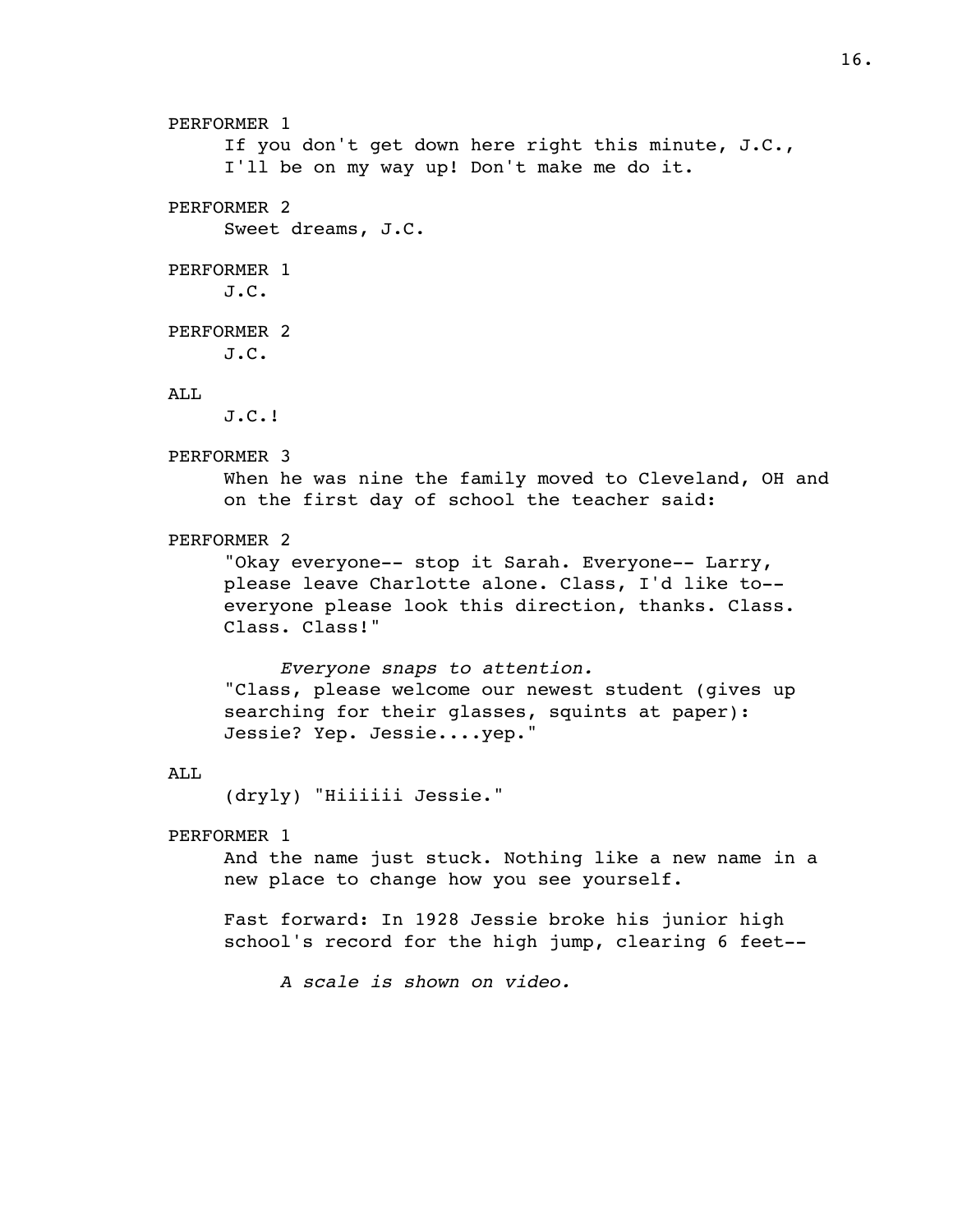PERFORMER 1

If you don't get down here right this minute, J.C., I'll be on my way up! Don't make me do it.

PERFORMER 2

Sweet dreams, J.C.

PERFORMER 1

J.C.

PERFORMER 2

J.C.

ALL

J.C.!

PERFORMER 3

When he was nine the family moved to Cleveland, OH and on the first day of school the teacher said:

PERFORMER 2

"Okay everyone-- stop it Sarah. Everyone-- Larry, please leave Charlotte alone. Class, I'd like to-- everyone please look this direction, thanks. Class. Class. Class!"

*Everyone snaps to attention.*

"Class, please welcome our newest student (gives up searching for their glasses, squints at paper): Jessie? Yep. Jessie....yep."

ALL

(dryly) "Hiiiiii Jessie."

PERFORMER 1

And the name just stuck. Nothing like a new name in a new place to change how you see yourself.

Fast forward: In 1928 Jessie broke his junior high school's record for the high jump, clearing 6 feet--

*A scale is shown on video.*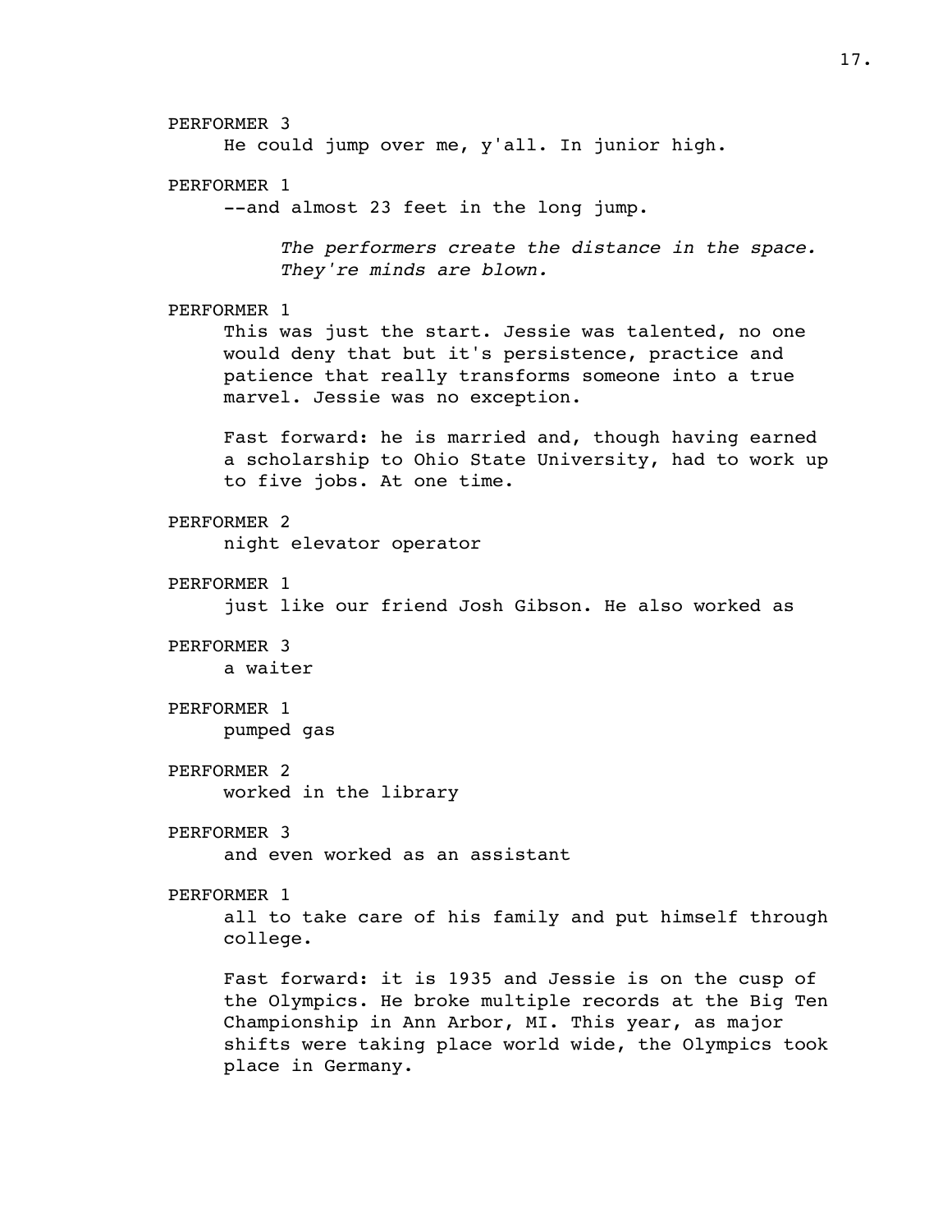PERFORMER 3

He could jump over me, y'all. In junior high.

PERFORMER 1

--and almost 23 feet in the long jump.

*The performers create the distance in the space. They're minds are blown.*

PERFORMER 1

This was just the start. Jessie was talented, no one would deny that but it's persistence, practice and patience that really transforms someone into a true marvel. Jessie was no exception.

Fast forward: he is married and, though having earned a scholarship to Ohio State University, had to work up to five jobs. At one time.

PERFORMER 2

night elevator operator

PERFORMER 1

just like our friend Josh Gibson. He also worked as

PERFORMER 3

a waiter

PERFORMER 1

pumped gas

PERFORMER 2

worked in the library

PERFORMER 3

and even worked as an assistant

PERFORMER 1

all to take care of his family and put himself through college.

Fast forward: it is 1935 and Jessie is on the cusp of the Olympics. He broke multiple records at the Big Ten Championship in Ann Arbor, MI. This year, as major shifts were taking place world wide, the Olympics took place in Germany.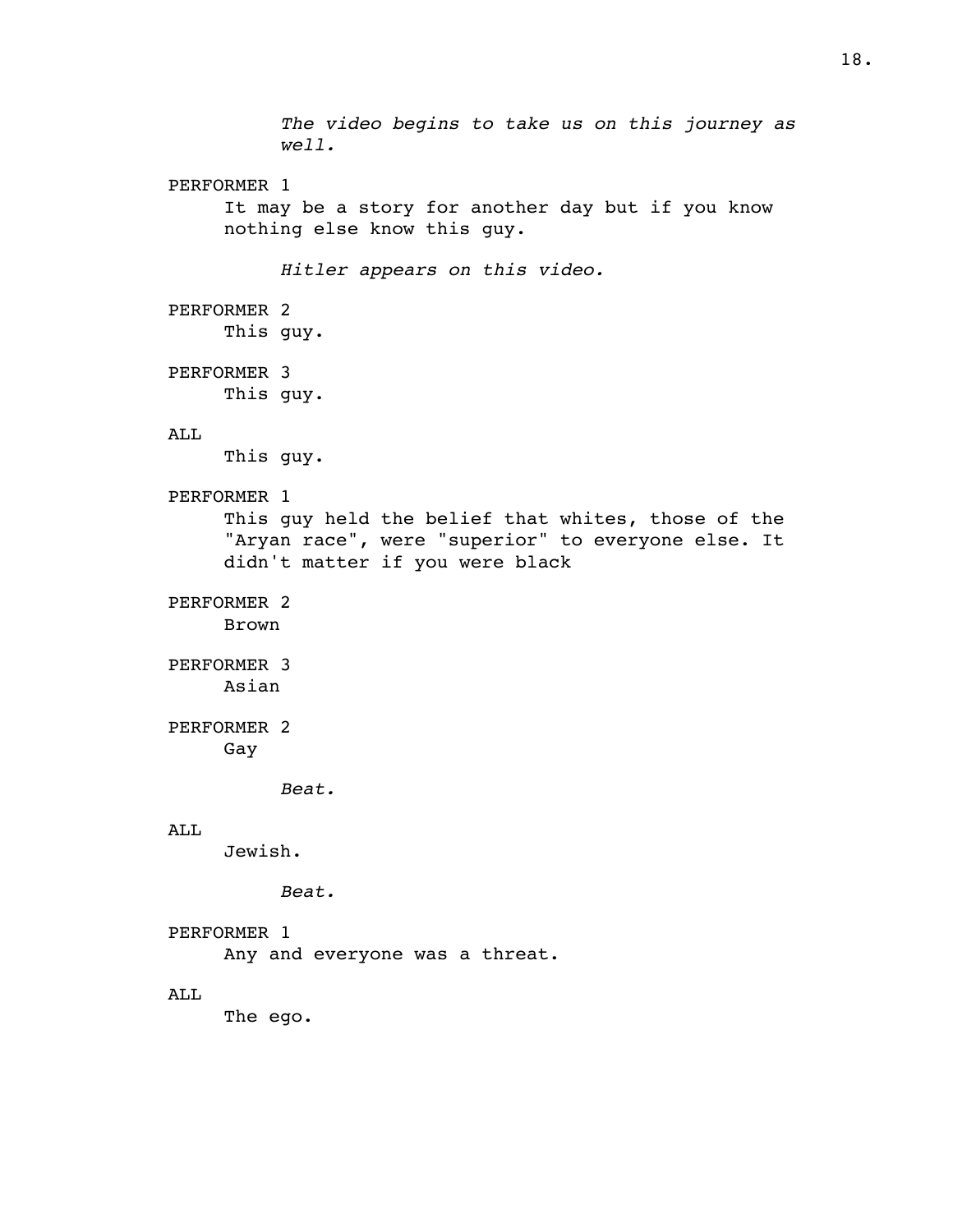*The video begins to take us on this journey as well.*

PERFORMER 1
It may be a story for another day but if you know nothing else know this guy.

*Hitler appears on this video.*

PERFORMER 2
This guy.

PERFORMER 3
This guy.

ALL
This guy.

PERFORMER 1
This guy held the belief that whites, those of the "Aryan race", were "superior" to everyone else. It didn't matter if you were black

PERFORMER 2
Brown

PERFORMER 3
Asian

PERFORMER 2
Gay

*Beat.*

ALL
Jewish.

*Beat.*

PERFORMER 1
Any and everyone was a threat.

ALL
The ego.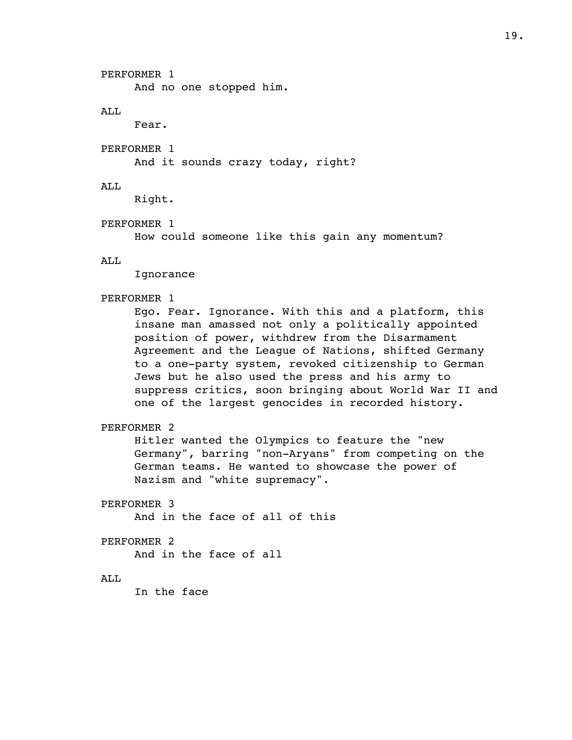PERFORMER 1

And no one stopped him.

ALL

Fear.

PERFORMER 1

And it sounds crazy today, right?

ALL

Right.

PERFORMER 1

How could someone like this gain any momentum?

ALL

Ignorance

PERFORMER 1

Ego. Fear. Ignorance. With this and a platform, this insane man amassed not only a politically appointed position of power, withdrew from the Disarmament Agreement and the League of Nations, shifted Germany to a one-party system, revoked citizenship to German Jews but he also used the press and his army to suppress critics, soon bringing about World War II and one of the largest genocides in recorded history.

PERFORMER 2

Hitler wanted the Olympics to feature the "new Germany", barring "non-Aryans" from competing on the German teams. He wanted to showcase the power of Nazism and "white supremacy".

PERFORMER 3

And in the face of all of this

PERFORMER 2

And in the face of all

ALL

In the face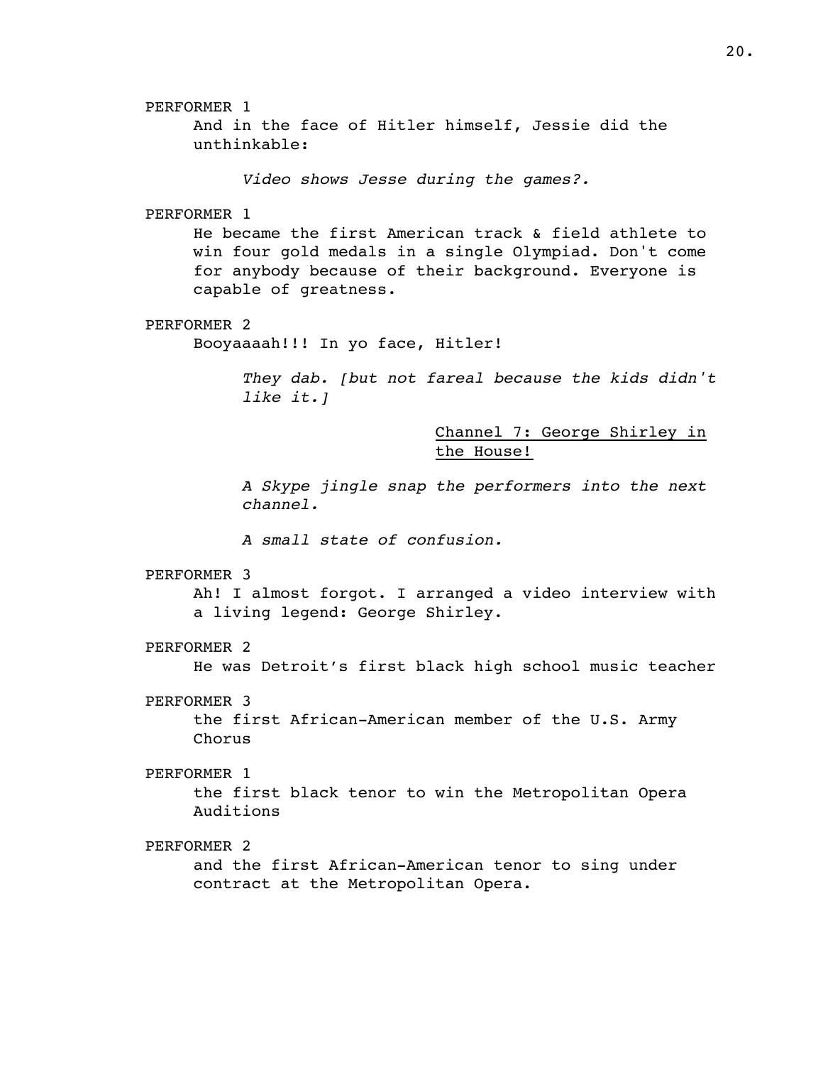PERFORMER 1

And in the face of Hitler himself, Jessie did the unthinkable:

*Video shows Jesse during the games?.*

PERFORMER 1

He became the first American track & field athlete to win four gold medals in a single Olympiad. Don't come for anybody because of their background. Everyone is capable of greatness.

PERFORMER 2

Booyaaaah!!! In yo face, Hitler!

*They dab. [but not fareal because the kids didn't like it.]*

<u>Channel 7: George Shirley in the House!</u>

*A Skype jingle snap the performers into the next channel.*

*A small state of confusion.*

PERFORMER 3

Ah! I almost forgot. I arranged a video interview with a living legend: George Shirley.

PERFORMER 2

He was Detroit's first black high school music teacher

PERFORMER 3

the first African-American member of the U.S. Army Chorus

PERFORMER 1

the first black tenor to win the Metropolitan Opera Auditions

PERFORMER 2

and the first African-American tenor to sing under contract at the Metropolitan Opera.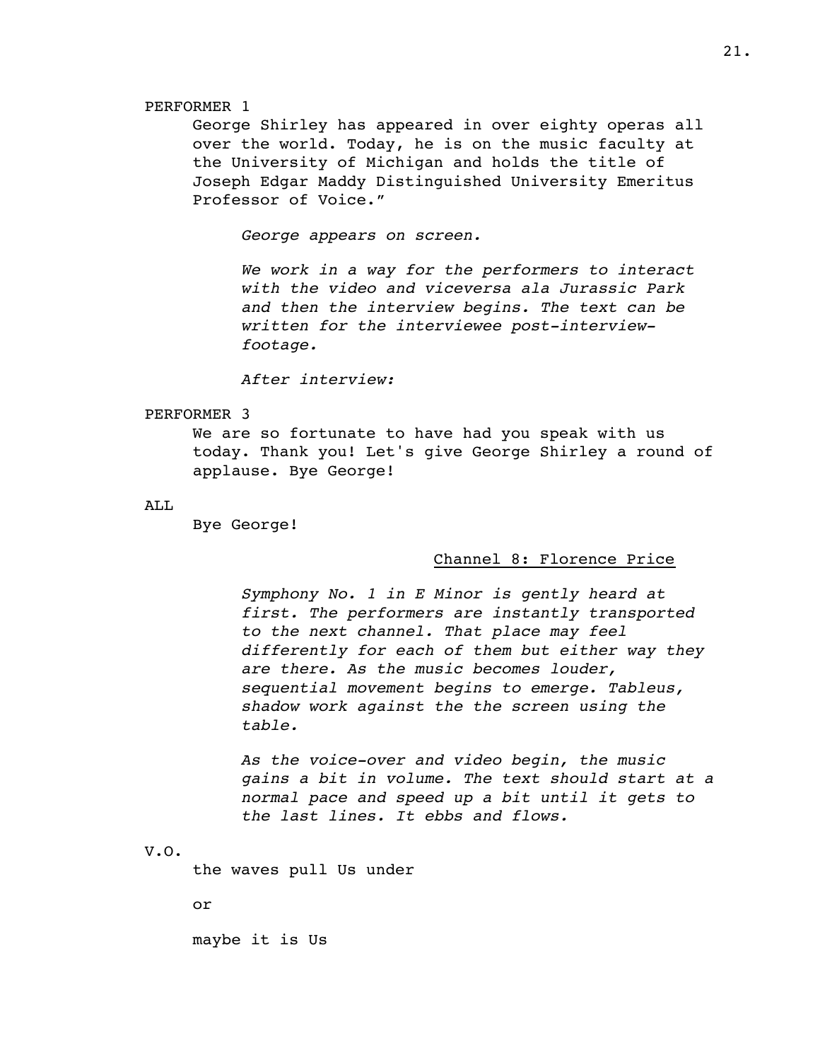PERFORMER 1

George Shirley has appeared in over eighty operas all over the world. Today, he is on the music faculty at the University of Michigan and holds the title of Joseph Edgar Maddy Distinguished University Emeritus Professor of Voice."

*George appears on screen.*

*We work in a way for the performers to interact with the video and viceversa ala Jurassic Park and then the interview begins. The text can be written for the interviewee post-interview-footage.*

*After interview:*

PERFORMER 3

We are so fortunate to have had you speak with us today. Thank you! Let's give George Shirley a round of applause. Bye George!

ALL

Bye George!

<u>Channel 8: Florence Price</u>

*Symphony No. 1 in E Minor is gently heard at first. The performers are instantly transported to the next channel. That place may feel differently for each of them but either way they are there. As the music becomes louder, sequential movement begins to emerge. Tableus, shadow work against the the screen using the table.*

*As the voice-over and video begin, the music gains a bit in volume. The text should start at a normal pace and speed up a bit until it gets to the last lines. It ebbs and flows.*

V.O.

the waves pull Us under

or

maybe it is Us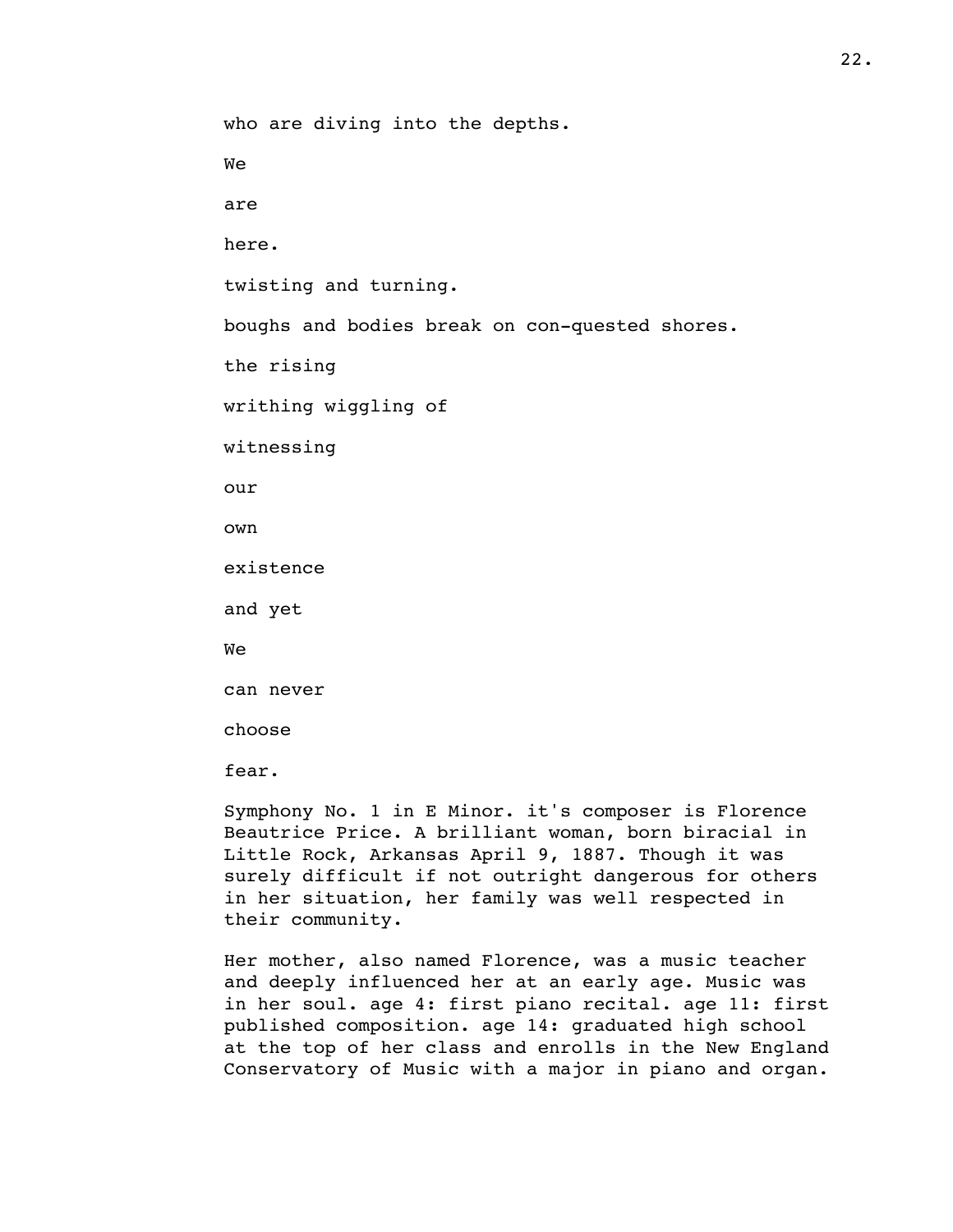who are diving into the depths.

We

are

here.

twisting and turning.

boughs and bodies break on con-quested shores.

the rising

writhing wiggling of

witnessing

our

own

existence

and yet

We

can never

choose

fear.

Symphony No. 1 in E Minor. it's composer is Florence Beautrice Price. A brilliant woman, born biracial in Little Rock, Arkansas April 9, 1887. Though it was surely difficult if not outright dangerous for others in her situation, her family was well respected in their community.

Her mother, also named Florence, was a music teacher and deeply influenced her at an early age. Music was in her soul. age 4: first piano recital. age 11: first published composition. age 14: graduated high school at the top of her class and enrolls in the New England Conservatory of Music with a major in piano and organ.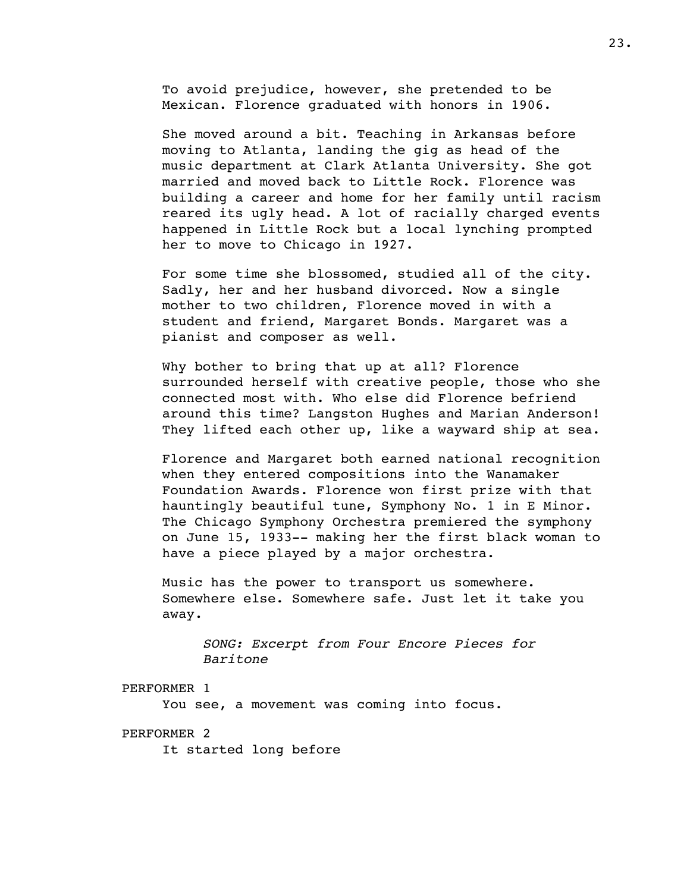To avoid prejudice, however, she pretended to be Mexican. Florence graduated with honors in 1906.

She moved around a bit. Teaching in Arkansas before moving to Atlanta, landing the gig as head of the music department at Clark Atlanta University. She got married and moved back to Little Rock. Florence was building a career and home for her family until racism reared its ugly head. A lot of racially charged events happened in Little Rock but a local lynching prompted her to move to Chicago in 1927.

For some time she blossomed, studied all of the city. Sadly, her and her husband divorced. Now a single mother to two children, Florence moved in with a student and friend, Margaret Bonds. Margaret was a pianist and composer as well.

Why bother to bring that up at all? Florence surrounded herself with creative people, those who she connected most with. Who else did Florence befriend around this time? Langston Hughes and Marian Anderson! They lifted each other up, like a wayward ship at sea.

Florence and Margaret both earned national recognition when they entered compositions into the Wanamaker Foundation Awards. Florence won first prize with that hauntingly beautiful tune, Symphony No. 1 in E Minor. The Chicago Symphony Orchestra premiered the symphony on June 15, 1933-- making her the first black woman to have a piece played by a major orchestra.

Music has the power to transport us somewhere. Somewhere else. Somewhere safe. Just let it take you away.

*SONG: Excerpt from Four Encore Pieces for Baritone*

PERFORMER 1

You see, a movement was coming into focus.

PERFORMER 2

It started long before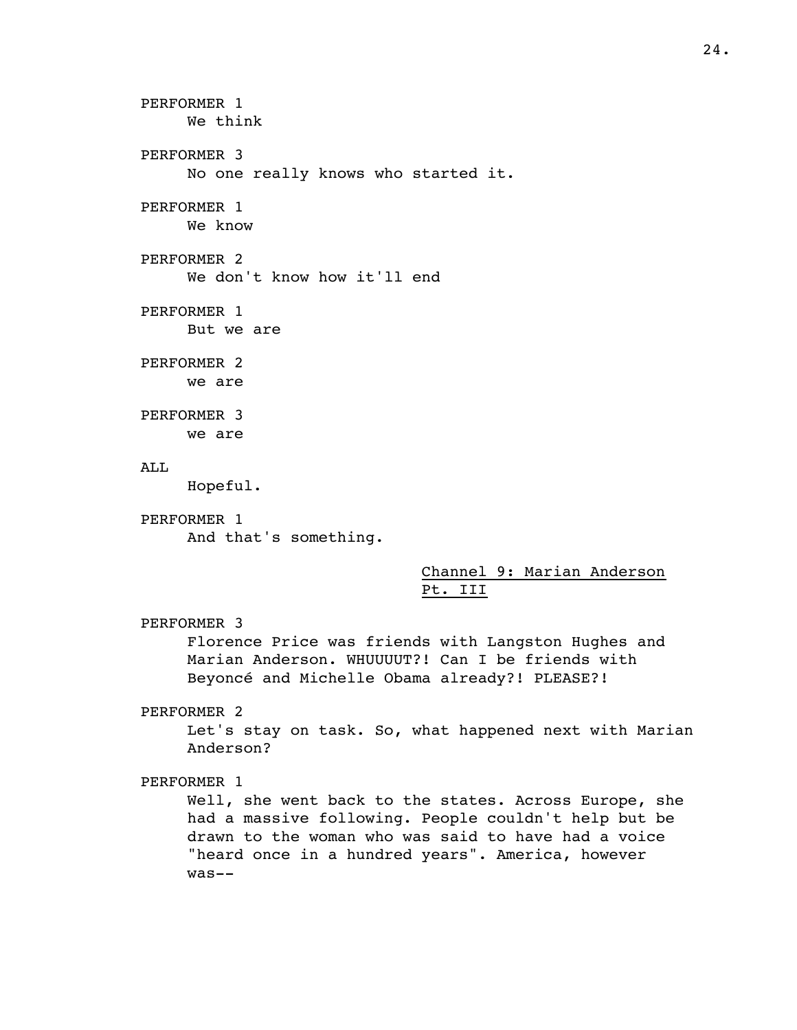PERFORMER 1
We think

PERFORMER 3
No one really knows who started it.

PERFORMER 1
We know

PERFORMER 2
We don't know how it'll end

PERFORMER 1
But we are

PERFORMER 2
we are

PERFORMER 3
we are

ALL
Hopeful.

PERFORMER 1
And that's something.

<u>Channel 9: Marian Anderson Pt. III</u>

PERFORMER 3
Florence Price was friends with Langston Hughes and Marian Anderson. WHUUUUT?! Can I be friends with Beyoncé and Michelle Obama already?! PLEASE?!

PERFORMER 2
Let's stay on task. So, what happened next with Marian Anderson?

PERFORMER 1
Well, she went back to the states. Across Europe, she had a massive following. People couldn't help but be drawn to the woman who was said to have had a voice "heard once in a hundred years". America, however was--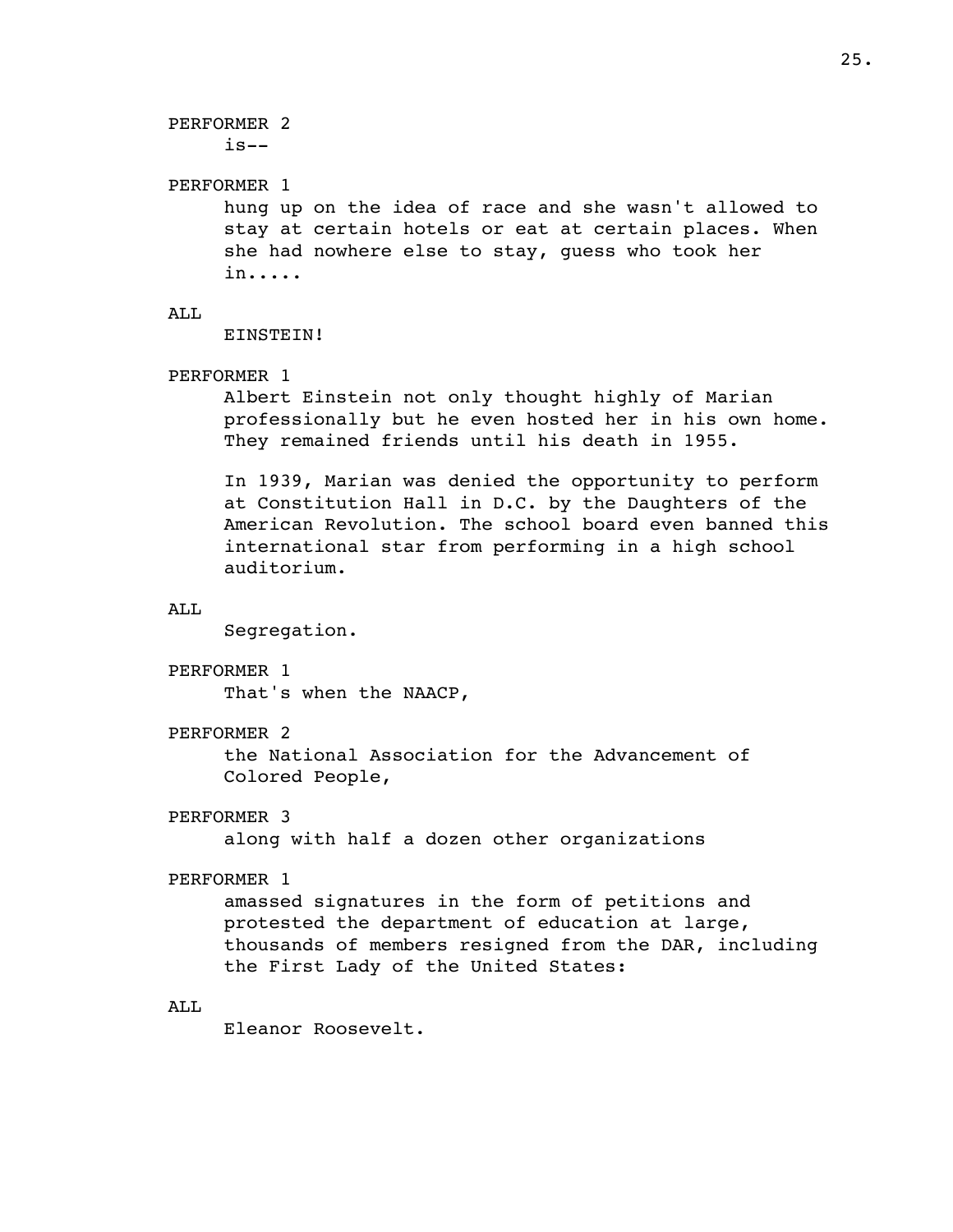PERFORMER 2

is--

PERFORMER 1

hung up on the idea of race and she wasn't allowed to stay at certain hotels or eat at certain places. When she had nowhere else to stay, guess who took her in.....

ALL

EINSTEIN!

PERFORMER 1

Albert Einstein not only thought highly of Marian professionally but he even hosted her in his own home. They remained friends until his death in 1955.

In 1939, Marian was denied the opportunity to perform at Constitution Hall in D.C. by the Daughters of the American Revolution. The school board even banned this international star from performing in a high school auditorium.

ALL

Segregation.

PERFORMER 1

That's when the NAACP,

PERFORMER 2

the National Association for the Advancement of Colored People,

PERFORMER 3

along with half a dozen other organizations

PERFORMER 1

amassed signatures in the form of petitions and protested the department of education at large, thousands of members resigned from the DAR, including the First Lady of the United States:

ALL

Eleanor Roosevelt.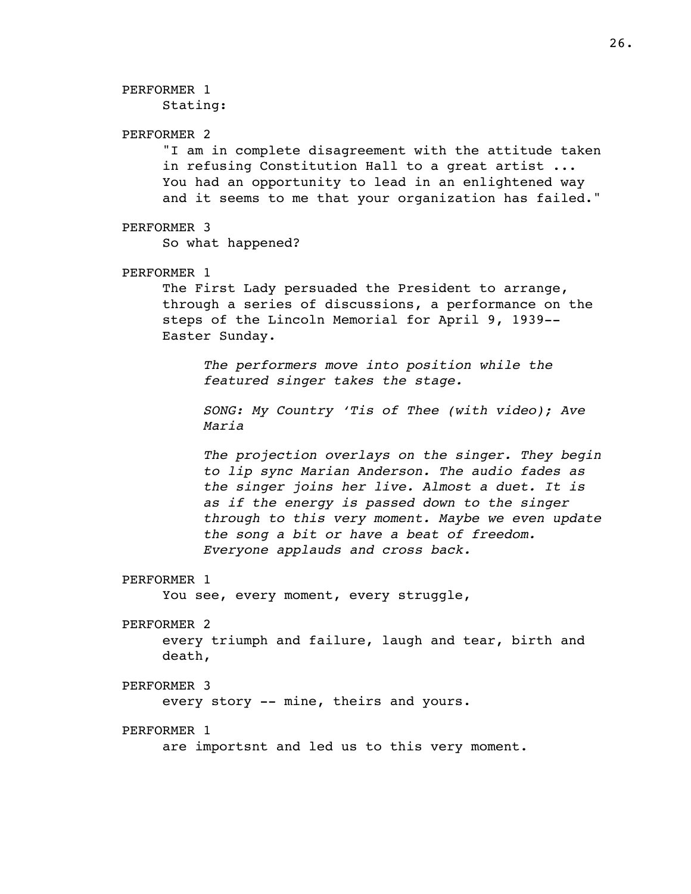PERFORMER 1
Stating:

PERFORMER 2
"I am in complete disagreement with the attitude taken in refusing Constitution Hall to a great artist ... You had an opportunity to lead in an enlightened way and it seems to me that your organization has failed."

PERFORMER 3
So what happened?

PERFORMER 1
The First Lady persuaded the President to arrange, through a series of discussions, a performance on the steps of the Lincoln Memorial for April 9, 1939--Easter Sunday.

*The performers move into position while the featured singer takes the stage.*

*SONG: My Country 'Tis of Thee (with video); Ave Maria*

*The projection overlays on the singer. They begin to lip sync Marian Anderson. The audio fades as the singer joins her live. Almost a duet. It is as if the energy is passed down to the singer through to this very moment. Maybe we even update the song a bit or have a beat of freedom. Everyone applauds and cross back.*

PERFORMER 1
You see, every moment, every struggle,

PERFORMER 2
every triumph and failure, laugh and tear, birth and death,

PERFORMER 3
every story -- mine, theirs and yours.

PERFORMER 1
are importsnt and led us to this very moment.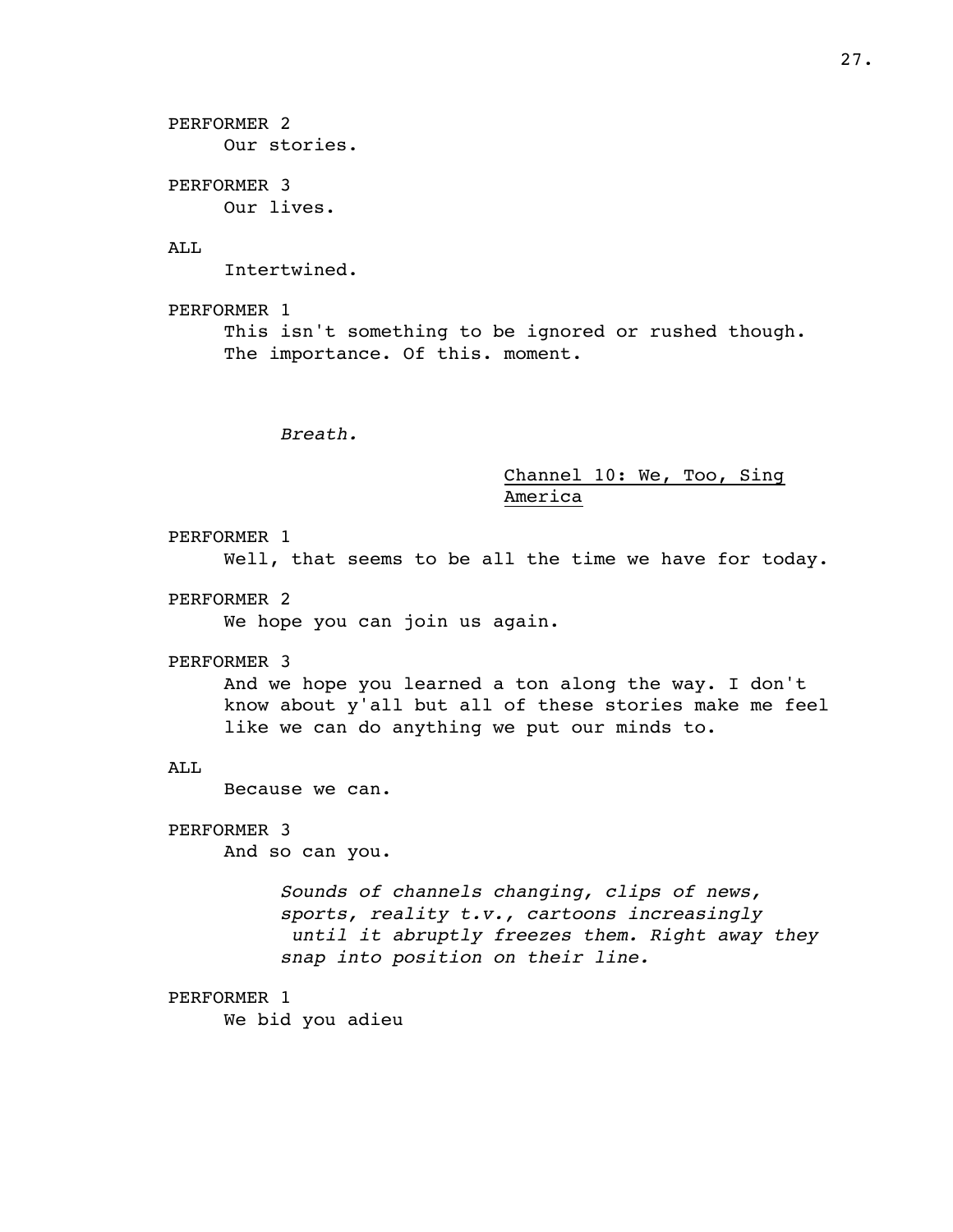PERFORMER 2

Our stories.

PERFORMER 3

Our lives.

ALL

Intertwined.

PERFORMER 1

This isn't something to be ignored or rushed though. The importance. Of this. moment.

*Breath.*

<u>Channel 10: We, Too, Sing America</u>

PERFORMER 1

Well, that seems to be all the time we have for today.

PERFORMER 2

We hope you can join us again.

PERFORMER 3

And we hope you learned a ton along the way. I don't know about y'all but all of these stories make me feel like we can do anything we put our minds to.

ALL

Because we can.

PERFORMER 3

And so can you.

*Sounds of channels changing, clips of news, sports, reality t.v., cartoons increasingly until it abruptly freezes them. Right away they snap into position on their line.*

PERFORMER 1

We bid you adieu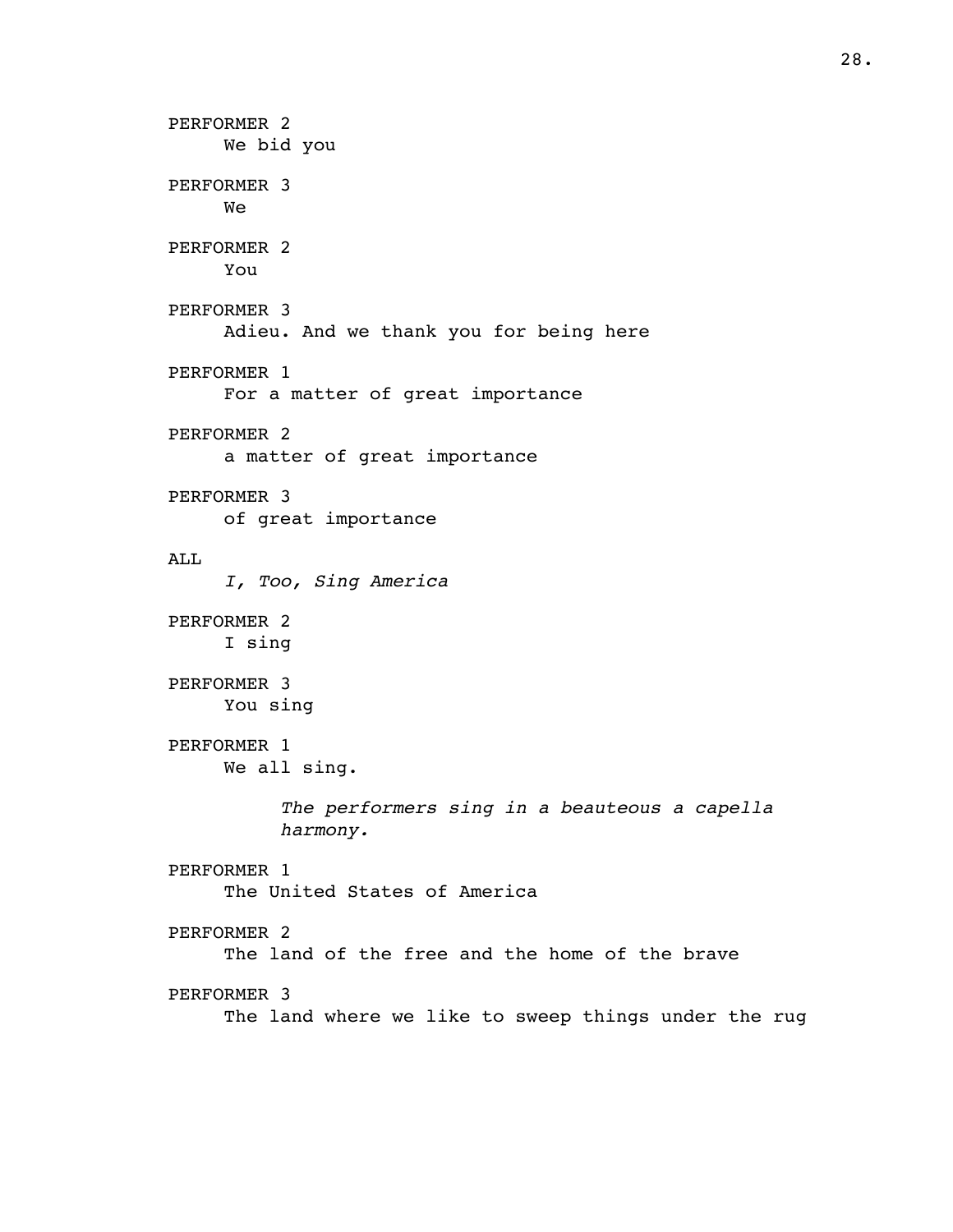PERFORMER 2
We bid you

PERFORMER 3
We

PERFORMER 2
You

PERFORMER 3
Adieu. And we thank you for being here

PERFORMER 1
For a matter of great importance

PERFORMER 2
a matter of great importance

PERFORMER 3
of great importance

ALL
*I, Too, Sing America*

PERFORMER 2
I sing

PERFORMER 3
You sing

PERFORMER 1
We all sing.

*The performers sing in a beauteous a capella harmony.*

PERFORMER 1
The United States of America

PERFORMER 2
The land of the free and the home of the brave

PERFORMER 3
The land where we like to sweep things under the rug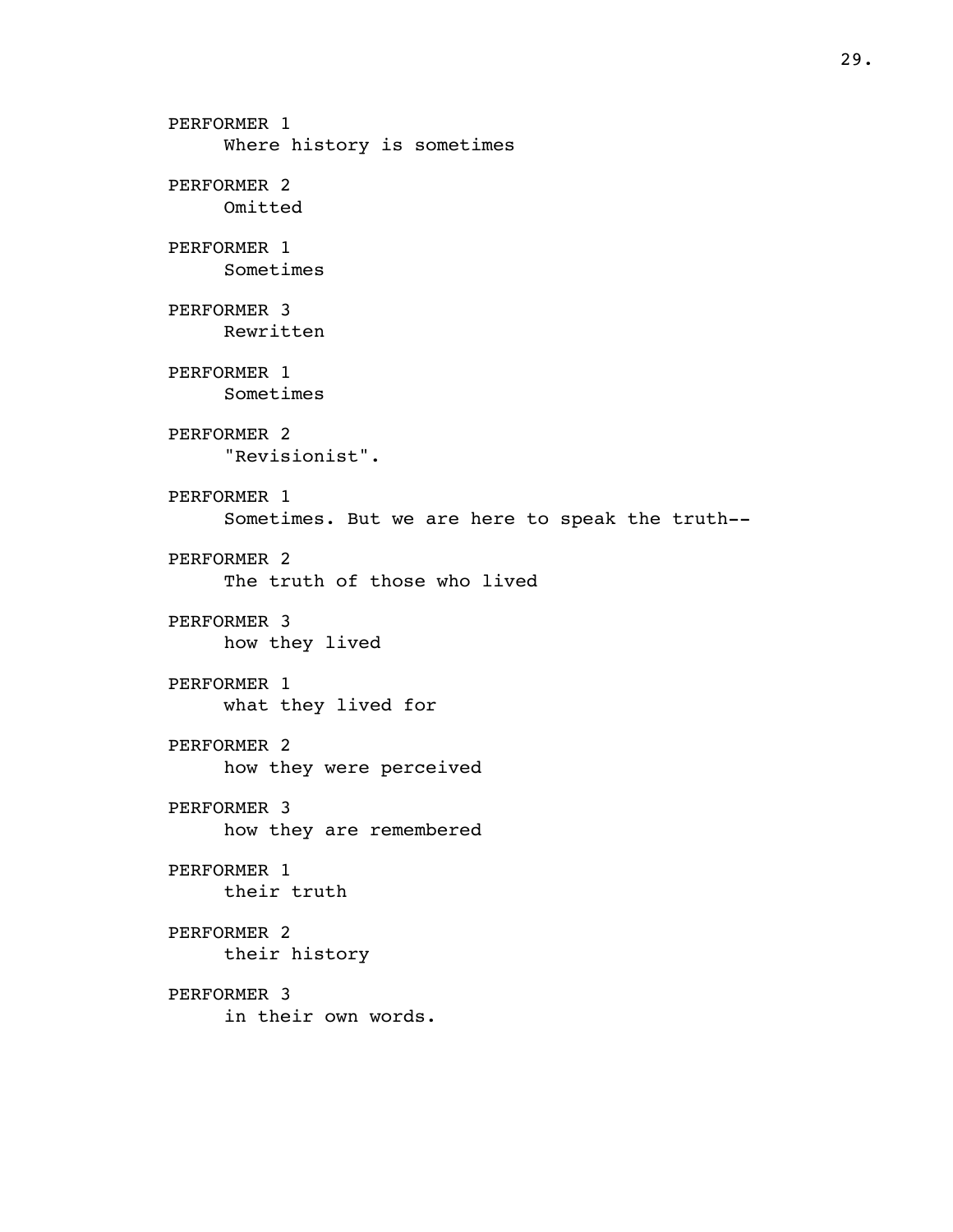PERFORMER 1
Where history is sometimes

PERFORMER 2
Omitted

PERFORMER 1
Sometimes

PERFORMER 3
Rewritten

PERFORMER 1
Sometimes

PERFORMER 2
"Revisionist".

PERFORMER 1
Sometimes. But we are here to speak the truth--

PERFORMER 2
The truth of those who lived

PERFORMER 3
how they lived

PERFORMER 1
what they lived for

PERFORMER 2
how they were perceived

PERFORMER 3
how they are remembered

PERFORMER 1
their truth

PERFORMER 2
their history

PERFORMER 3
in their own words.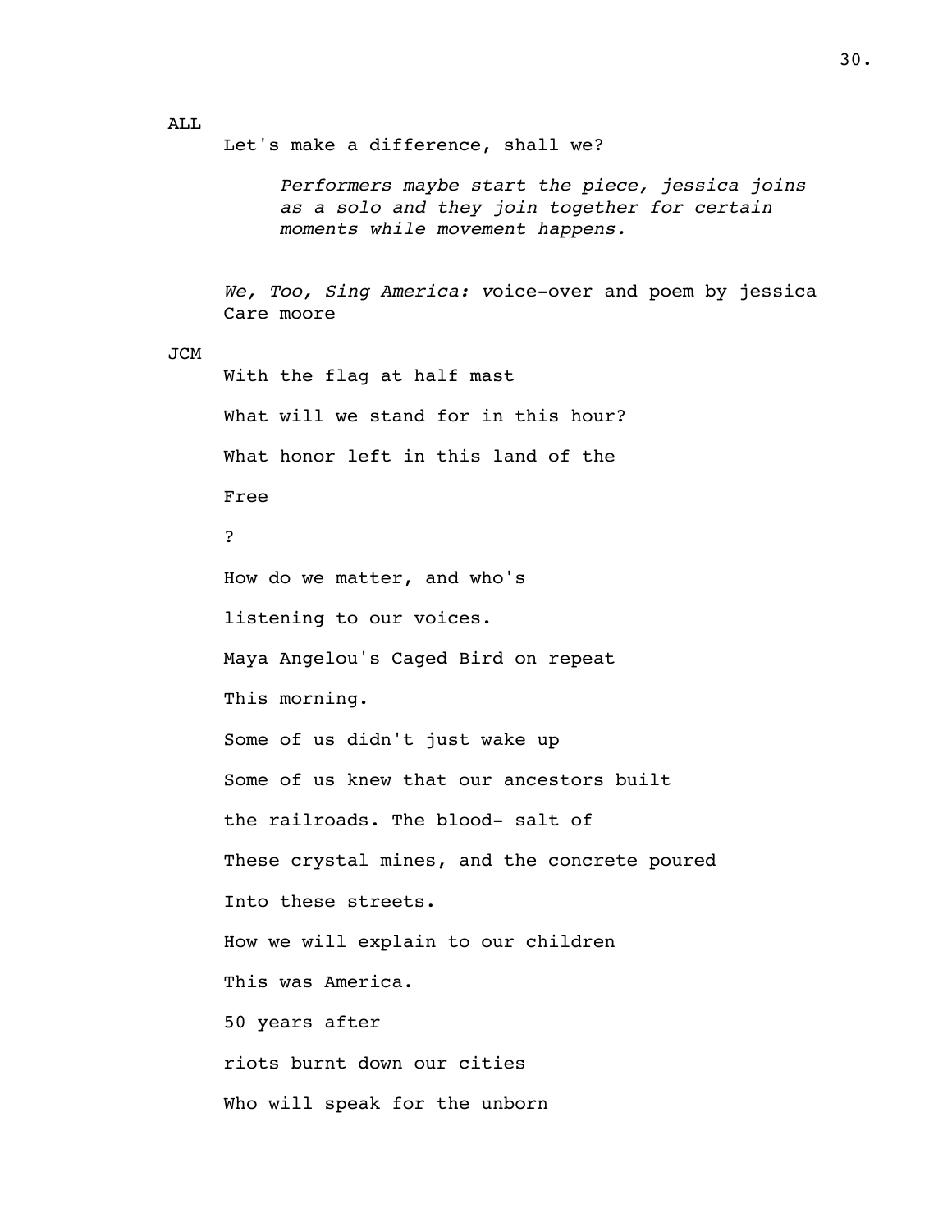ALL

Let's make a difference, shall we?

*Performers maybe start the piece, jessica joins as a solo and they join together for certain moments while movement happens.*

*We, Too, Sing America:* voice-over and poem by jessica Care moore

JCM

With the flag at half mast

What will we stand for in this hour?

What honor left in this land of the

Free

?

How do we matter, and who's

listening to our voices.

Maya Angelou's Caged Bird on repeat

This morning.

Some of us didn't just wake up

Some of us knew that our ancestors built

the railroads. The blood- salt of

These crystal mines, and the concrete poured

Into these streets.

How we will explain to our children

This was America.

50 years after

riots burnt down our cities

Who will speak for the unborn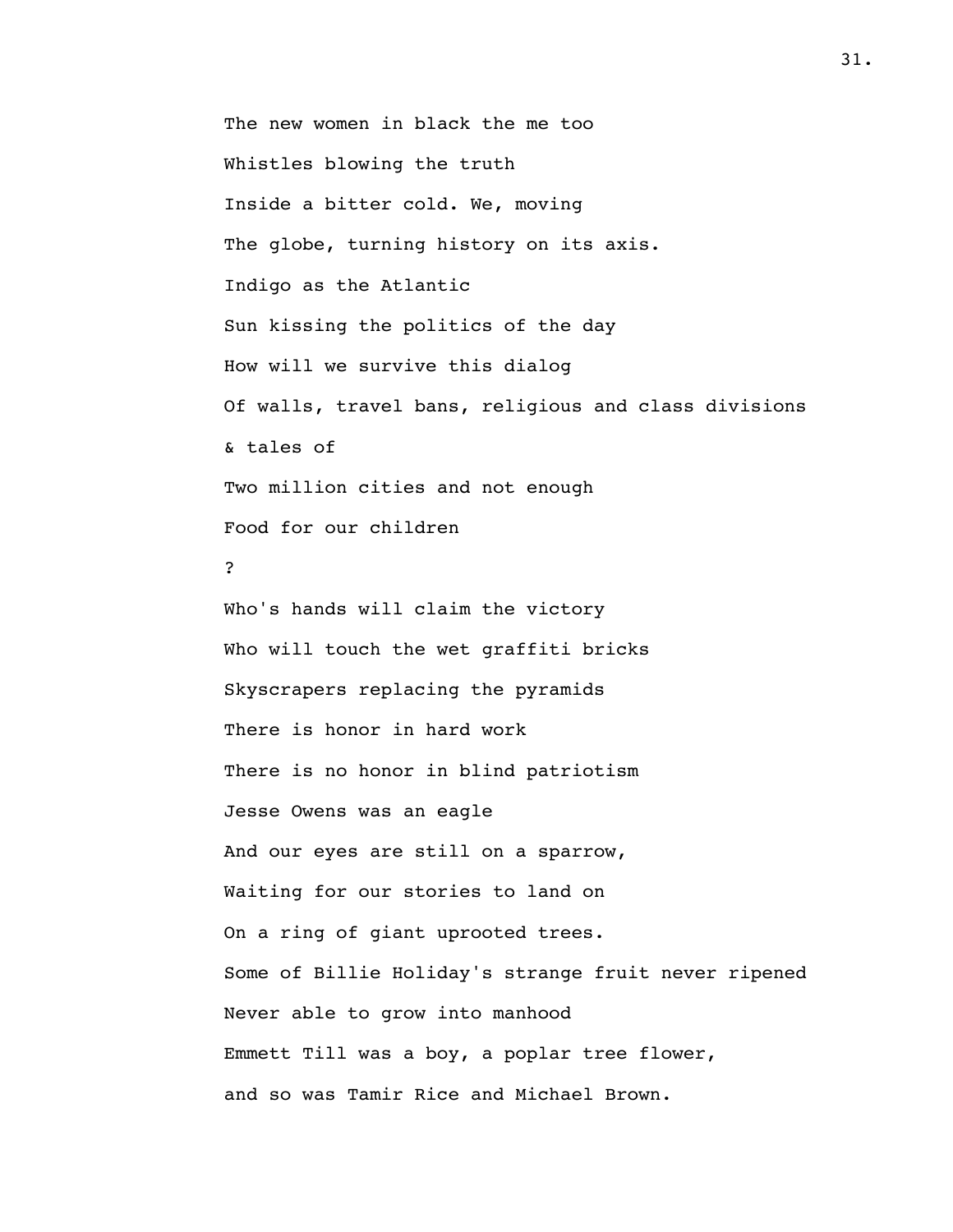The new women in black the me too

Whistles blowing the truth

Inside a bitter cold. We, moving

The globe, turning history on its axis.

Indigo as the Atlantic

Sun kissing the politics of the day

How will we survive this dialog

Of walls, travel bans, religious and class divisions

& tales of

Two million cities and not enough

Food for our children

?

Who's hands will claim the victory

Who will touch the wet graffiti bricks

Skyscrapers replacing the pyramids

There is honor in hard work

There is no honor in blind patriotism

Jesse Owens was an eagle

And our eyes are still on a sparrow,

Waiting for our stories to land on

On a ring of giant uprooted trees.

Some of Billie Holiday's strange fruit never ripened

Never able to grow into manhood

Emmett Till was a boy, a poplar tree flower,

and so was Tamir Rice and Michael Brown.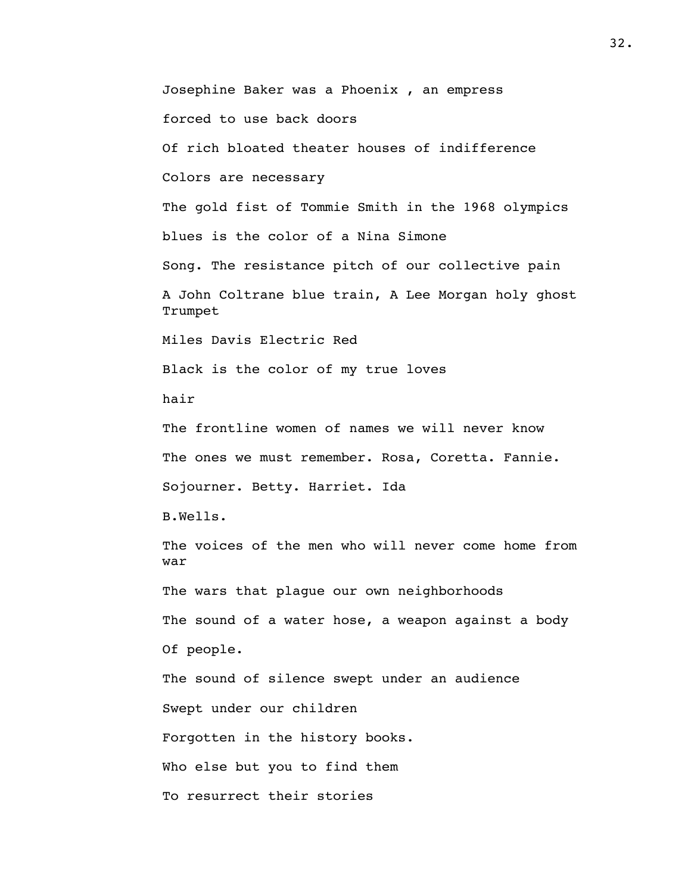Josephine Baker was a Phoenix , an empress

forced to use back doors

Of rich bloated theater houses of indifference

Colors are necessary

The gold fist of Tommie Smith in the 1968 olympics

blues is the color of a Nina Simone

Song. The resistance pitch of our collective pain

A John Coltrane blue train, A Lee Morgan holy ghost Trumpet

Miles Davis Electric Red

Black is the color of my true loves

hair

The frontline women of names we will never know

The ones we must remember. Rosa, Coretta. Fannie.

Sojourner. Betty. Harriet. Ida

B.Wells.

The voices of the men who will never come home from war

The wars that plague our own neighborhoods

The sound of a water hose, a weapon against a body

Of people.

The sound of silence swept under an audience

Swept under our children

Forgotten in the history books.

Who else but you to find them

To resurrect their stories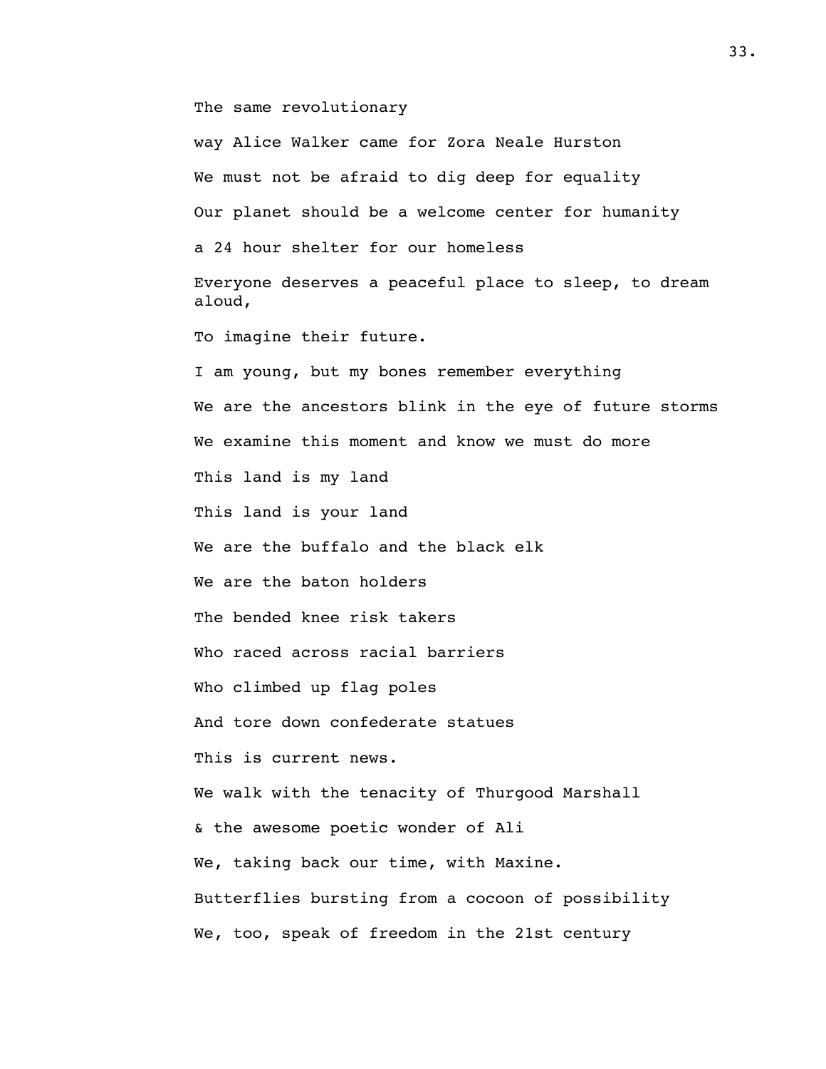The same revolutionary

way Alice Walker came for Zora Neale Hurston

We must not be afraid to dig deep for equality

Our planet should be a welcome center for humanity

a 24 hour shelter for our homeless

Everyone deserves a peaceful place to sleep, to dream aloud,

To imagine their future.

I am young, but my bones remember everything

We are the ancestors blink in the eye of future storms

We examine this moment and know we must do more

This land is my land

This land is your land

We are the buffalo and the black elk

We are the baton holders

The bended knee risk takers

Who raced across racial barriers

Who climbed up flag poles

And tore down confederate statues

This is current news.

We walk with the tenacity of Thurgood Marshall

& the awesome poetic wonder of Ali

We, taking back our time, with Maxine.

Butterflies bursting from a cocoon of possibility

We, too, speak of freedom in the 21st century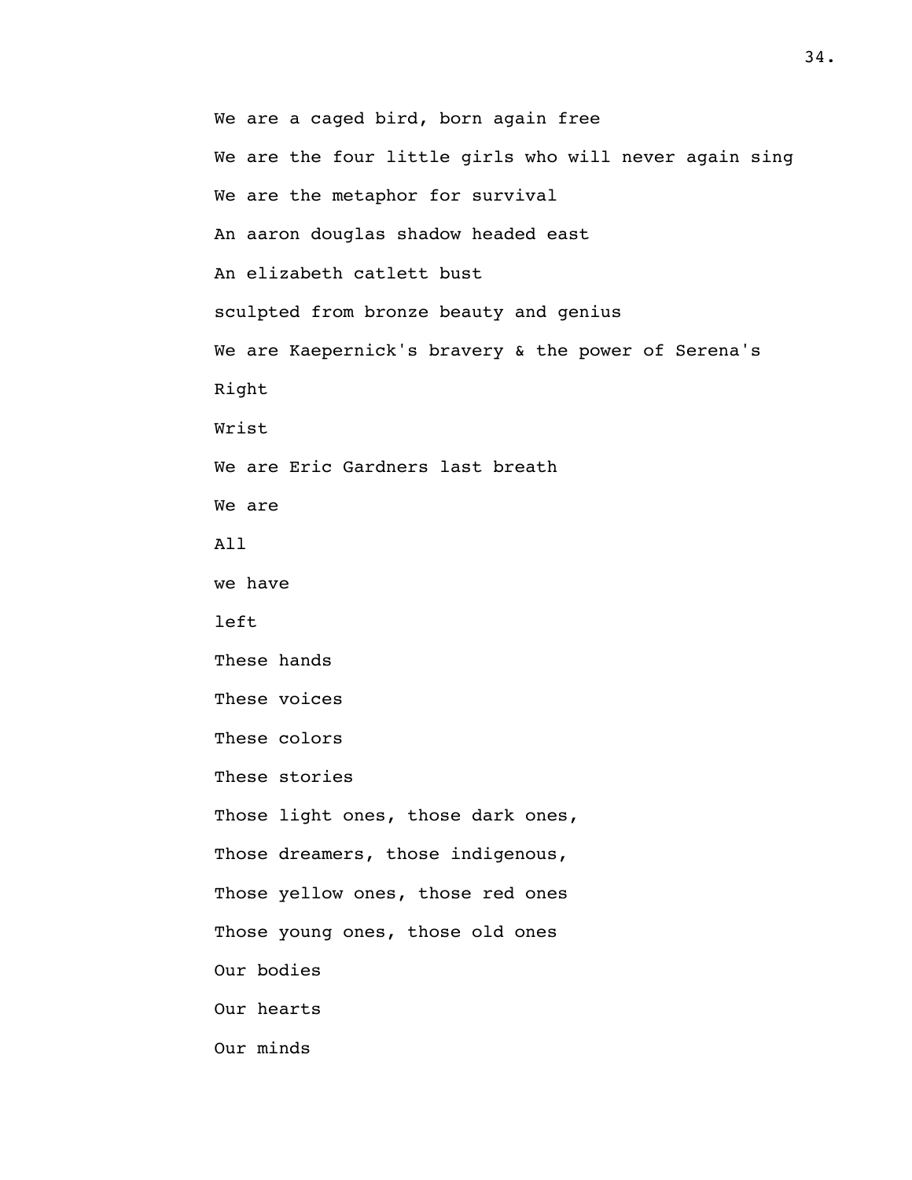We are a caged bird, born again free

We are the four little girls who will never again sing

We are the metaphor for survival

An aaron douglas shadow headed east

An elizabeth catlett bust

sculpted from bronze beauty and genius

We are Kaepernick's bravery & the power of Serena's

Right

Wrist

We are Eric Gardners last breath

We are

All

we have

left

These hands

These voices

These colors

These stories

Those light ones, those dark ones,

Those dreamers, those indigenous,

Those yellow ones, those red ones

Those young ones, those old ones

Our bodies

Our hearts

Our minds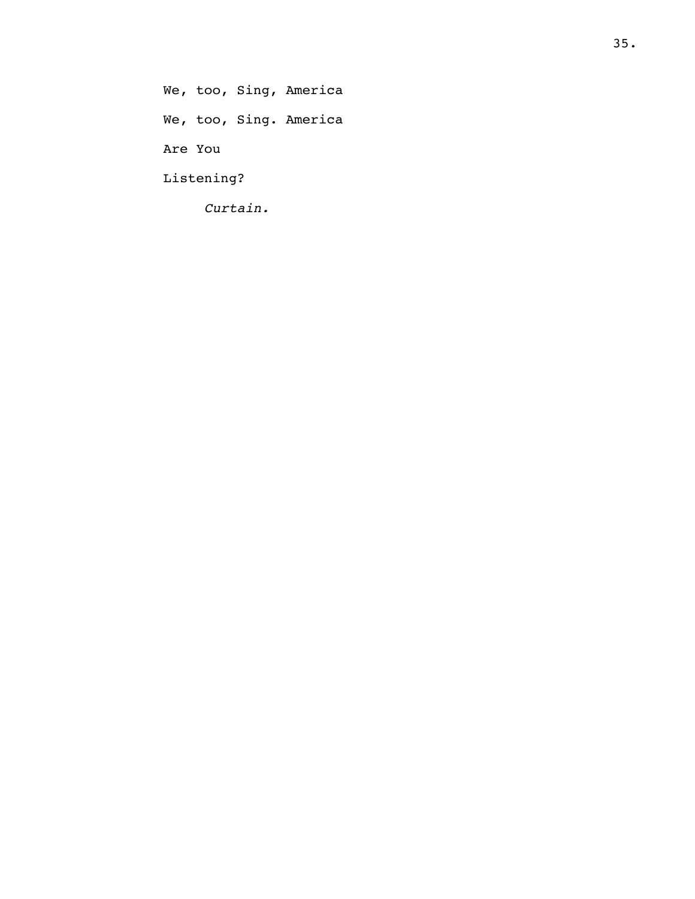We, too, Sing, America

We, too, Sing. America

Are You

Listening?

*Curtain.*